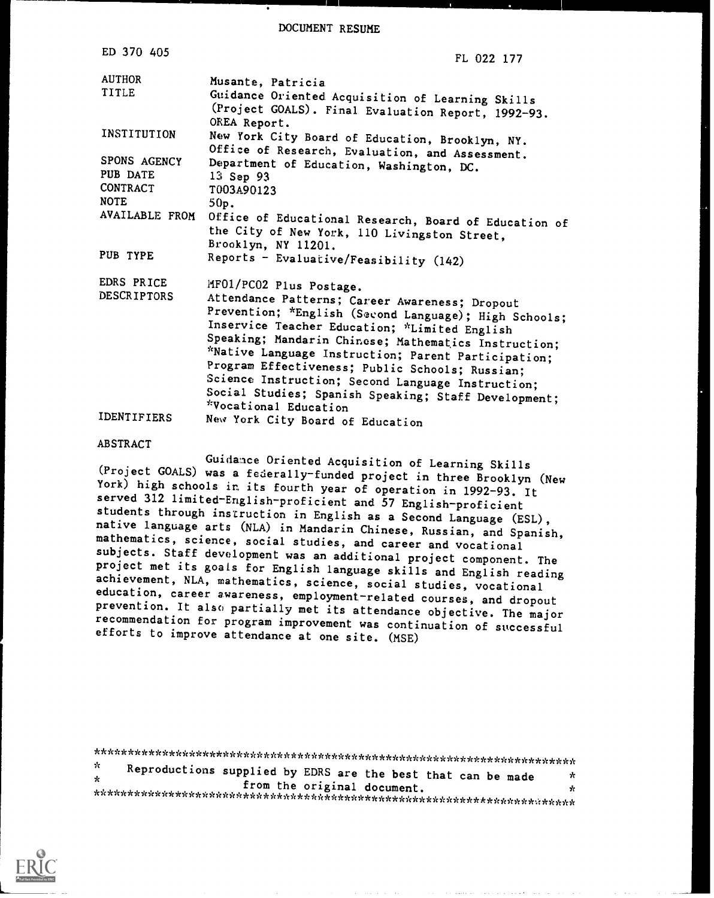# DOCUMENT RESUME

ED 370 405 FL 022 177

| | |
|---|---|
| AUTHOR | Musante, Patricia |
| TITLE | Guidance Oriented Acquisition of Learning Skills (Project GOALS). Final Evaluation Report, 1992-93. OREA Report. |
| INSTITUTION | New York City Board of Education, Brooklyn, NY. Office of Research, Evaluation, and Assessment. |
| SPONS AGENCY | Department of Education, Washington, DC. |
| PUB DATE | 13 Sep 93 |
| CONTRACT | T003A90123 |
| NOTE | 50p. |
| AVAILABLE FROM | Office of Educational Research, Board of Education of the City of New York, 110 Livingston Street, Brooklyn, NY 11201. |
| PUB TYPE | Reports - Evaluative/Feasibility (142) |
| EDRS PRICE | MF01/PC02 Plus Postage. |
| DESCRIPTORS | Attendance Patterns; Career Awareness; Dropout Prevention; *English (Second Language); High Schools; Inservice Teacher Education; *Limited English Speaking; Mandarin Chinese; Mathematics Instruction; *Native Language Instruction; Parent Participation; Program Effectiveness; Public Schools; Russian; Science Instruction; Second Language Instruction; Social Studies; Spanish Speaking; Staff Development; *Vocational Education |
| IDENTIFIERS | New York City Board of Education |

## ABSTRACT

Guidance Oriented Acquisition of Learning Skills (Project GOALS) was a federally-funded project in three Brooklyn (New York) high schools in its fourth year of operation in 1992-93. It served 312 limited-English-proficient and 57 English-proficient students through instruction in English as a Second Language (ESL), native language arts (NLA) in Mandarin Chinese, Russian, and Spanish, mathematics, science, social studies, and career and vocational subjects. Staff development was an additional project component. The project met its goals for English language skills and English reading achievement, NLA, mathematics, science, social studies, vocational education, career awareness, employment-related courses, and dropout prevention. It also partially met its attendance objective. The major recommendation for program improvement was continuation of successful efforts to improve attendance at one site. (MSE)

\*\*\*\*\*\*\*\*\*\*\*\*\*\*\*\*\*\*\*\*\*\*\*\*\*\*\*\*\*\*\*\*\*\*\*\*\*\*\*\*\*\*\*\*\*\*\*\*\*\*\*\*\*\*\*\*\*\*\*\*\*\*\*\*\*\*\*\*\*\*\*

\* Reproductions supplied by EDRS are the best that can be made \*
\* from the original document. \*

\*\*\*\*\*\*\*\*\*\*\*\*\*\*\*\*\*\*\*\*\*\*\*\*\*\*\*\*\*\*\*\*\*\*\*\*\*\*\*\*\*\*\*\*\*\*\*\*\*\*\*\*\*\*\*\*\*\*\*\*\*\*\*\*\*\*\*\*\*\*\*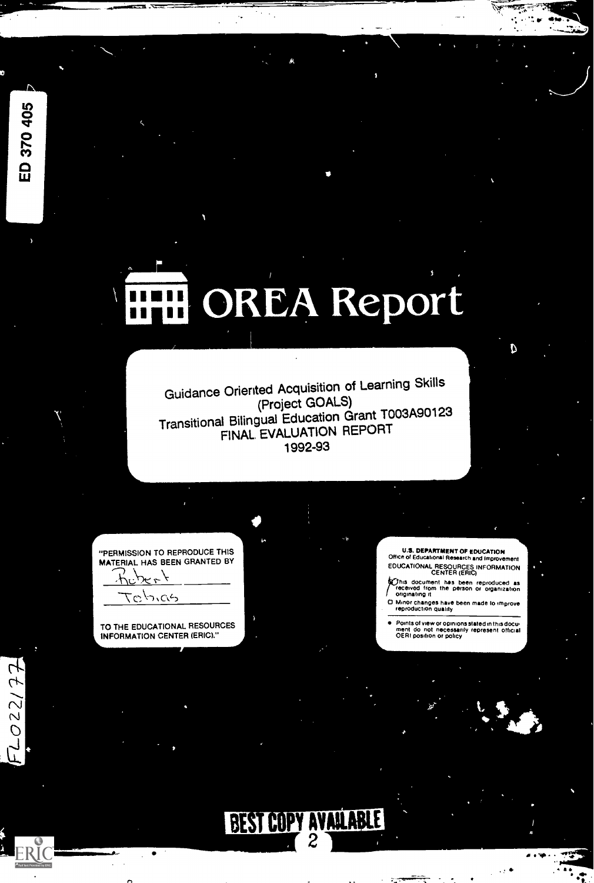ED 370 405

# OREA Report

Guidance Oriented Acquisition of Learning Skills
(Project GOALS)
Transitional Bilingual Education Grant T003A90123
FINAL EVALUATION REPORT
1992-93

"PERMISSION TO REPRODUCE THIS MATERIAL HAS BEEN GRANTED BY

Robert Tobias

TO THE EDUCATIONAL RESOURCES INFORMATION CENTER (ERIC)."

U.S. DEPARTMENT OF EDUCATION
Office of Educational Research and Improvement
EDUCATIONAL RESOURCES INFORMATION CENTER (ERIC)

- This document has been reproduced as received from the person or organization originating it
- Minor changes have been made to improve reproduction quality
- Points of view or opinions stated in this document do not necessarily represent official OERI position or policy

FL022177

BEST COPY AVAILABLE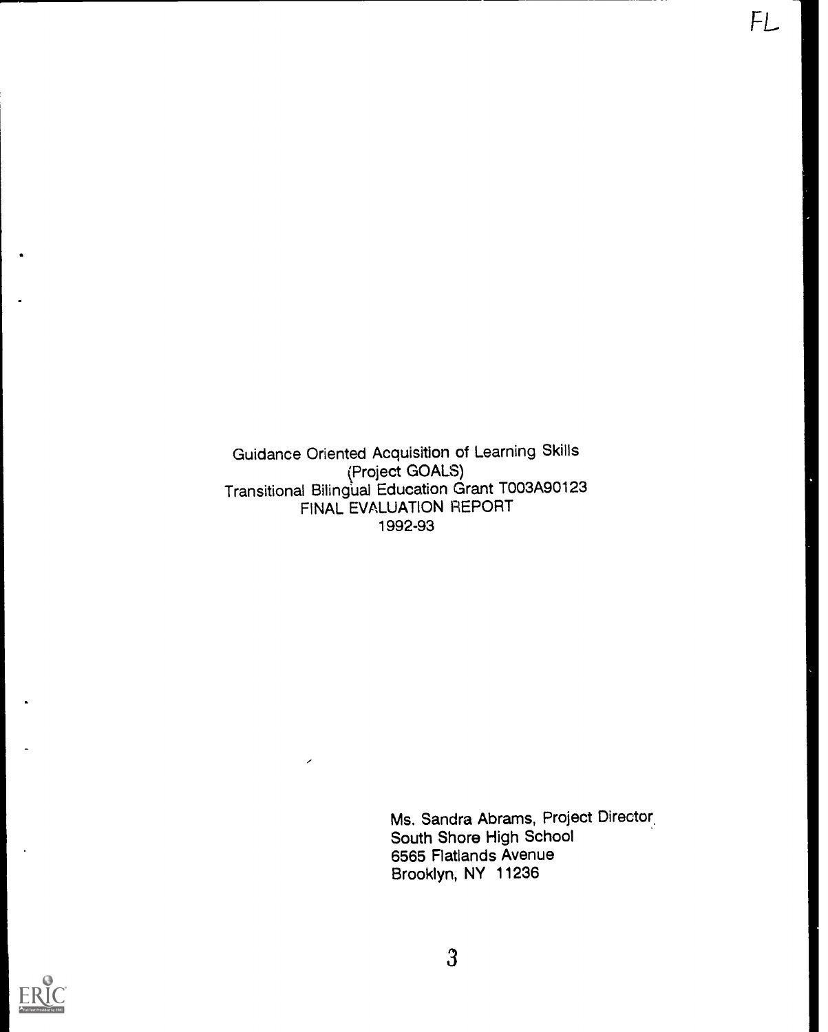FL

Guidance Oriented Acquisition of Learning Skills
(Project GOALS)
Transitional Bilingual Education Grant T003A90123
FINAL EVALUATION REPORT
1992-93

Ms. Sandra Abrams, Project Director
South Shore High School
6565 Flatlands Avenue
Brooklyn, NY 11236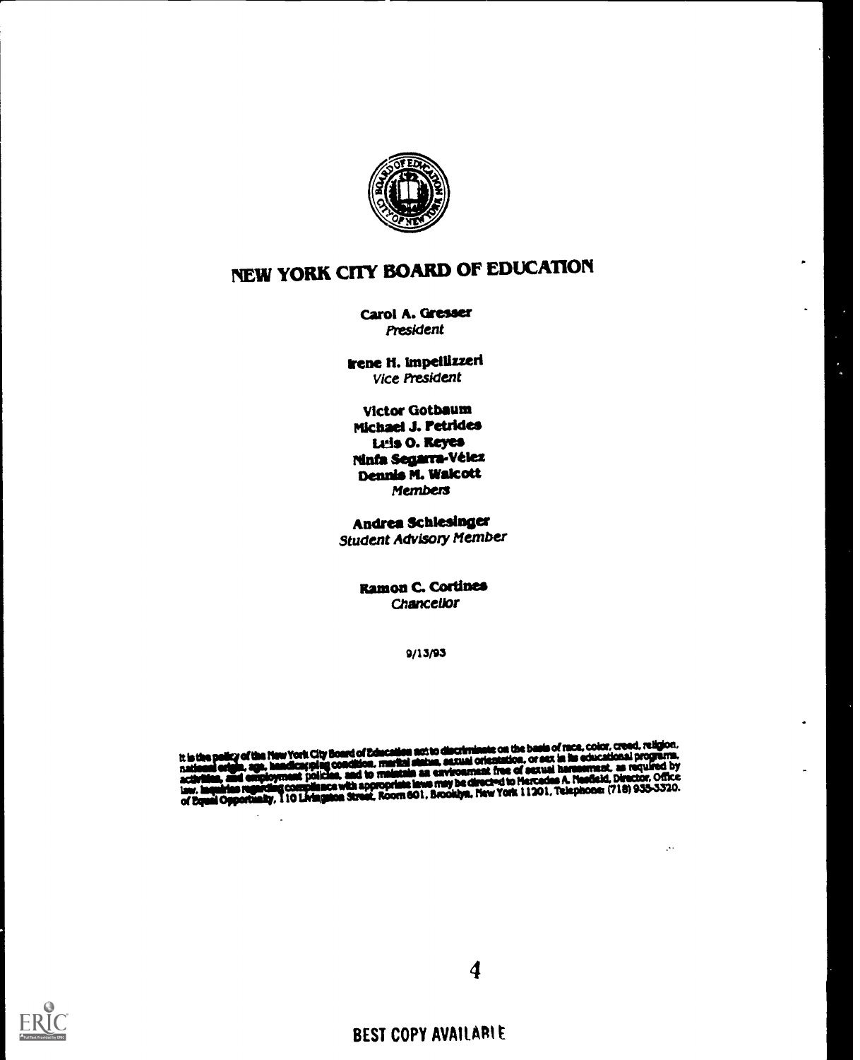# NEW YORK CITY BOARD OF EDUCATION

**Carol A. Gresser**
*President*

**Irene H. Impellizzeri**
*Vice President*

**Victor Gotbaum**
**Michael J. Petrides**
**Luis O. Reyes**
**Ninfa Segarra-Vélez**
**Dennis M. Walcott**
*Members*

**Andrea Schlesinger**
*Student Advisory Member*

**Ramon C. Cortines**
*Chancellor*

9/13/93

It is the policy of the New York City Board of Education not to discriminate on the basis of race, color, creed, religion, national origin, age, handicapping condition, marital status, sexual orientation, or sex in its educational programs, activities, and employment policies, and to maintain an environment free of sexual harassment, as required by law. Inquiries regarding compliance with appropriate laws may be directed to Mercedes A. Nesfield, Director, Office of Equal Opportunity, 110 Livingston Street, Room 601, Brooklyn, New York 11201. Telephone: (718) 935-3320.

BEST COPY AVAILABLE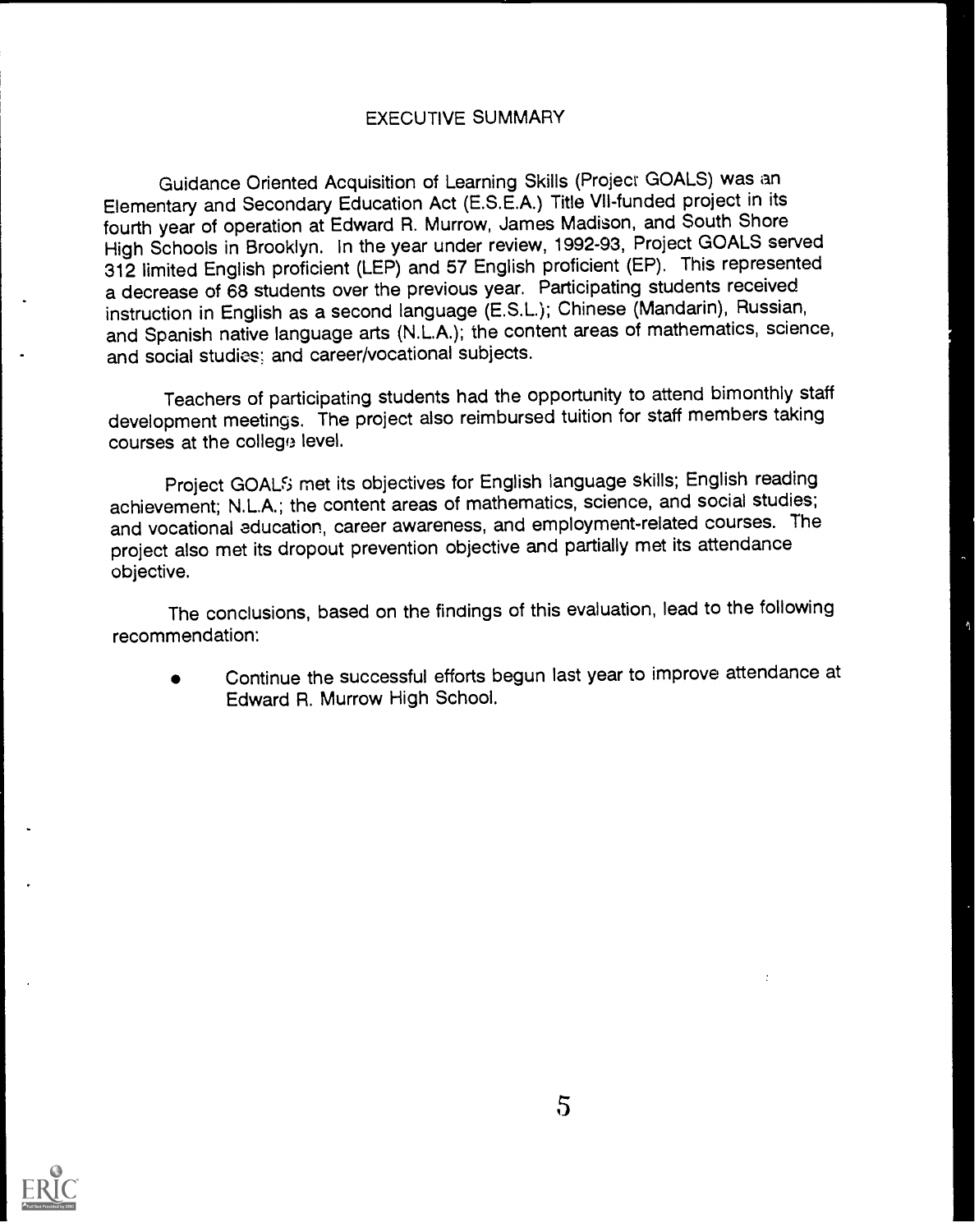## EXECUTIVE SUMMARY

Guidance Oriented Acquisition of Learning Skills (Project GOALS) was an Elementary and Secondary Education Act (E.S.E.A.) Title VII-funded project in its fourth year of operation at Edward R. Murrow, James Madison, and South Shore High Schools in Brooklyn. In the year under review, 1992-93, Project GOALS served 312 limited English proficient (LEP) and 57 English proficient (EP). This represented a decrease of 68 students over the previous year. Participating students received instruction in English as a second language (E.S.L.); Chinese (Mandarin), Russian, and Spanish native language arts (N.L.A.); the content areas of mathematics, science, and social studies; and career/vocational subjects.

Teachers of participating students had the opportunity to attend bimonthly staff development meetings. The project also reimbursed tuition for staff members taking courses at the college level.

Project GOALS met its objectives for English language skills; English reading achievement; N.L.A.; the content areas of mathematics, science, and social studies; and vocational education, career awareness, and employment-related courses. The project also met its dropout prevention objective and partially met its attendance objective.

The conclusions, based on the findings of this evaluation, lead to the following recommendation:

- Continue the successful efforts begun last year to improve attendance at Edward R. Murrow High School.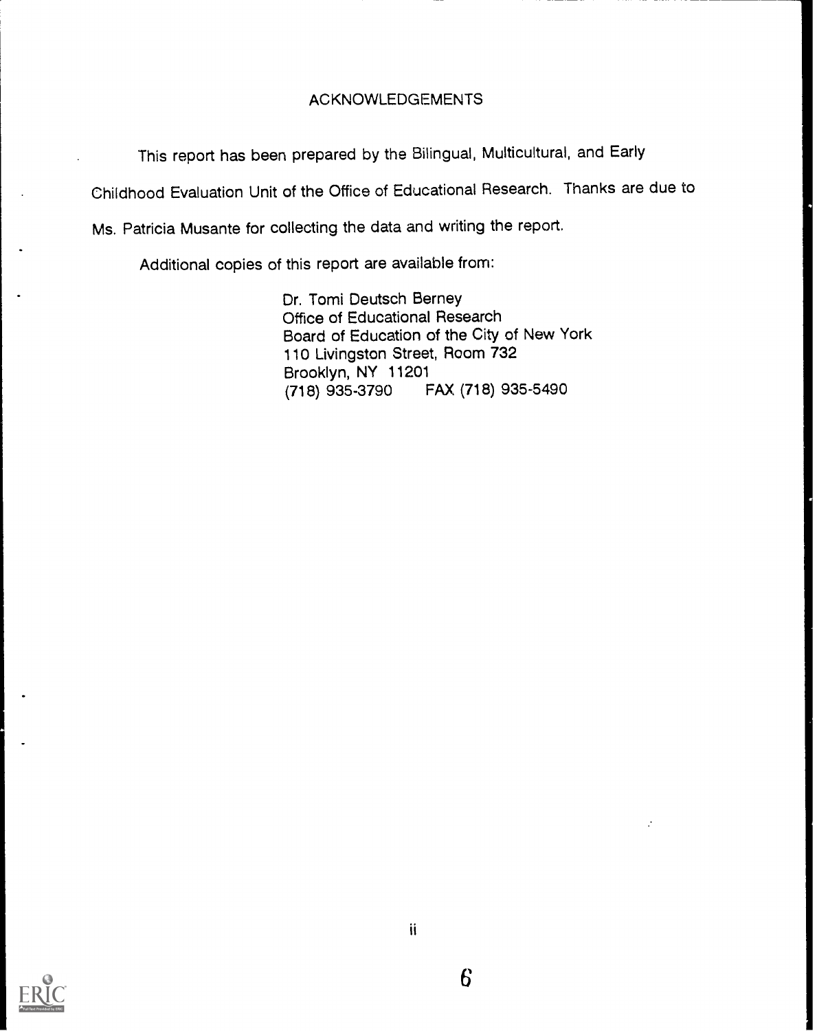# ACKNOWLEDGEMENTS

This report has been prepared by the Bilingual, Multicultural, and Early Childhood Evaluation Unit of the Office of Educational Research. Thanks are due to Ms. Patricia Musante for collecting the data and writing the report.

Additional copies of this report are available from:

Dr. Tomi Deutsch Berney
Office of Educational Research
Board of Education of the City of New York
110 Livingston Street, Room 732
Brooklyn, NY 11201
(718) 935-3790 FAX (718) 935-5490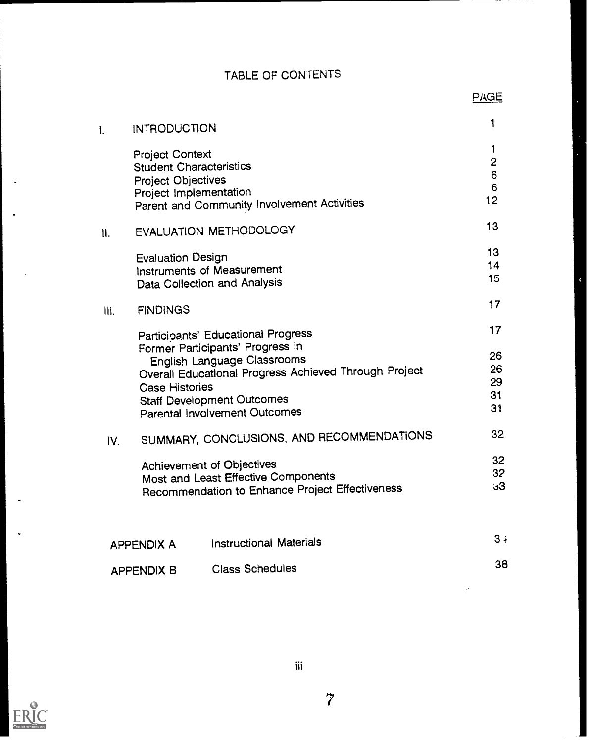# TABLE OF CONTENTS

| | | PAGE |
|---|---|---|
| I. | INTRODUCTION | 1 |
| | Project Context | 1 |
| | Student Characteristics | 2 |
| | Project Objectives | 6 |
| | Project Implementation | 6 |
| | Parent and Community Involvement Activities | 12 |
| II. | EVALUATION METHODOLOGY | 13 |
| | Evaluation Design | 13 |
| | Instruments of Measurement | 14 |
| | Data Collection and Analysis | 15 |
| III. | FINDINGS | 17 |
| | Participants' Educational Progress | 17 |
| | Former Participants' Progress in English Language Classrooms | 26 |
| | Overall Educational Progress Achieved Through Project | 26 |
| | Case Histories | 29 |
| | Staff Development Outcomes | 31 |
| | Parental Involvement Outcomes | 31 |
| IV. | SUMMARY, CONCLUSIONS, AND RECOMMENDATIONS | 32 |
| | Achievement of Objectives | 32 |
| | Most and Least Effective Components | 32 |
| | Recommendation to Enhance Project Effectiveness | 33 |
| APPENDIX A | Instructional Materials | 34 |
| APPENDIX B | Class Schedules | 38 |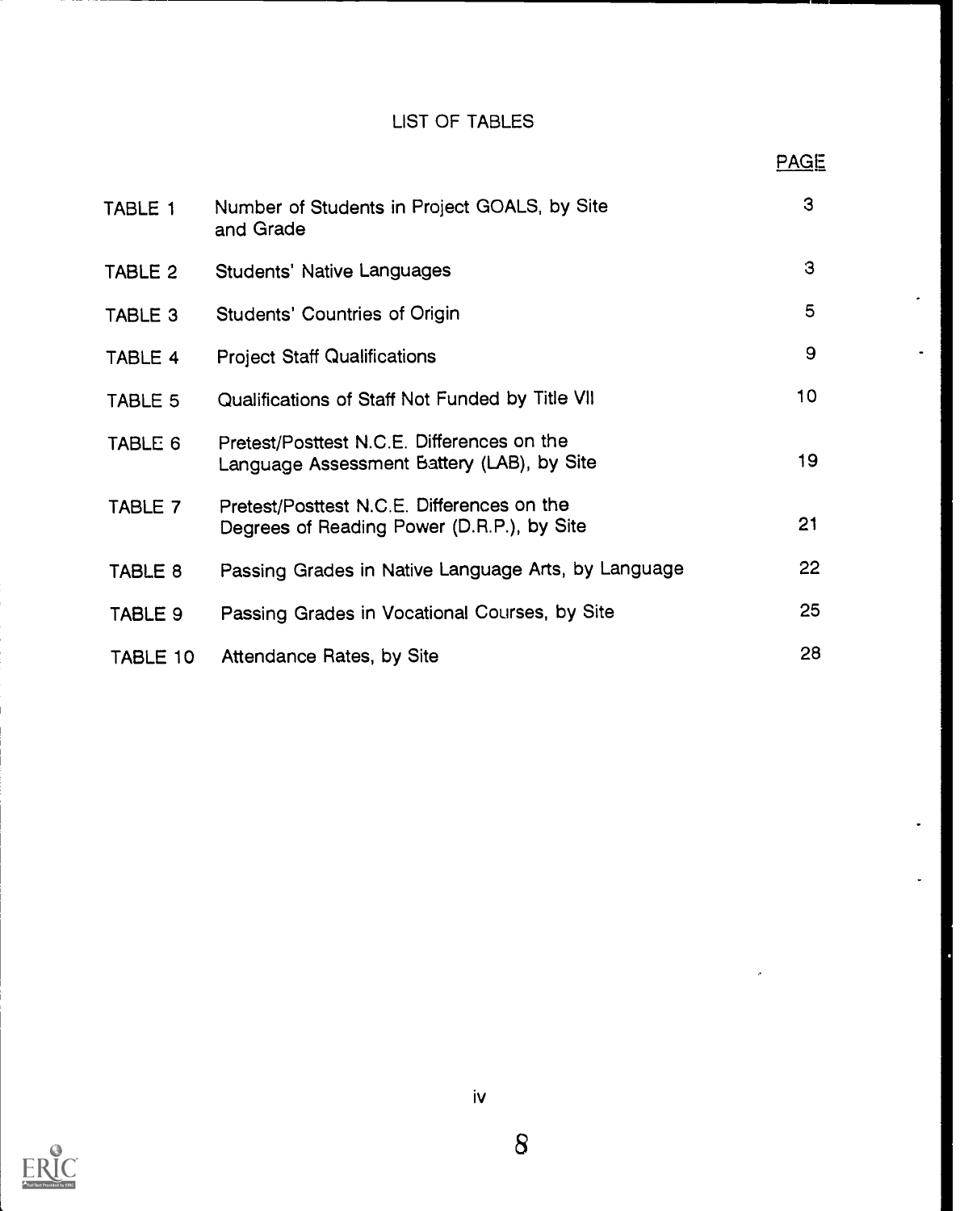# LIST OF TABLES

| | | PAGE |
|---|---|---|
| TABLE 1 | Number of Students in Project GOALS, by Site and Grade | 3 |
| TABLE 2 | Students' Native Languages | 3 |
| TABLE 3 | Students' Countries of Origin | 5 |
| TABLE 4 | Project Staff Qualifications | 9 |
| TABLE 5 | Qualifications of Staff Not Funded by Title VII | 10 |
| TABLE 6 | Pretest/Posttest N.C.E. Differences on the Language Assessment Battery (LAB), by Site | 19 |
| TABLE 7 | Pretest/Posttest N.C.E. Differences on the Degrees of Reading Power (D.R.P.), by Site | 21 |
| TABLE 8 | Passing Grades in Native Language Arts, by Language | 22 |
| TABLE 9 | Passing Grades in Vocational Courses, by Site | 25 |
| TABLE 10 | Attendance Rates, by Site | 28 |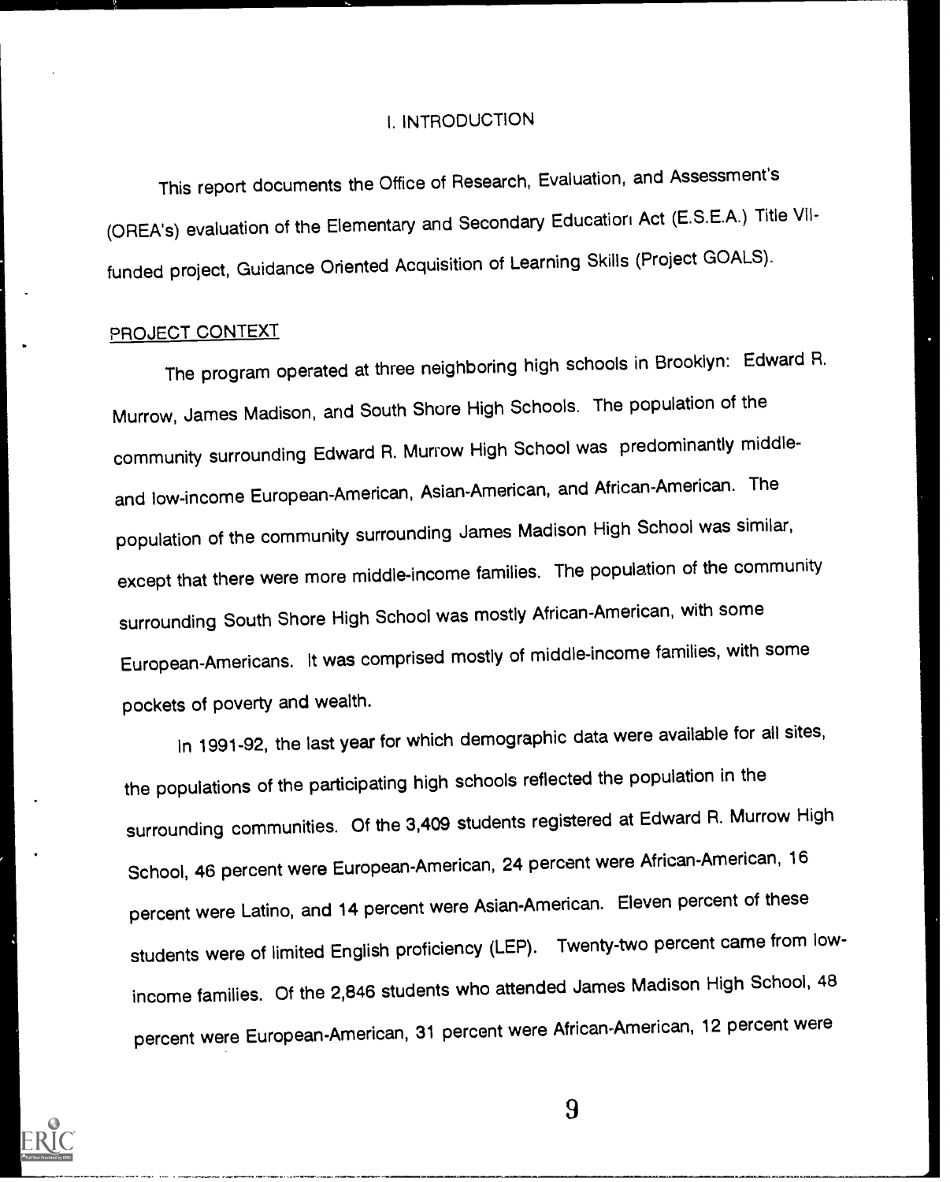# I. INTRODUCTION

This report documents the Office of Research, Evaluation, and Assessment's (OREA's) evaluation of the Elementary and Secondary Education Act (E.S.E.A.) Title VII-funded project, Guidance Oriented Acquisition of Learning Skills (Project GOALS).

## PROJECT CONTEXT

The program operated at three neighboring high schools in Brooklyn: Edward R. Murrow, James Madison, and South Shore High Schools. The population of the community surrounding Edward R. Murrow High School was predominantly middle- and low-income European-American, Asian-American, and African-American. The population of the community surrounding James Madison High School was similar, except that there were more middle-income families. The population of the community surrounding South Shore High School was mostly African-American, with some European-Americans. It was comprised mostly of middle-income families, with some pockets of poverty and wealth.

In 1991-92, the last year for which demographic data were available for all sites, the populations of the participating high schools reflected the population in the surrounding communities. Of the 3,409 students registered at Edward R. Murrow High School, 46 percent were European-American, 24 percent were African-American, 16 percent were Latino, and 14 percent were Asian-American. Eleven percent of these students were of limited English proficiency (LEP). Twenty-two percent came from low-income families. Of the 2,846 students who attended James Madison High School, 48 percent were European-American, 31 percent were African-American, 12 percent were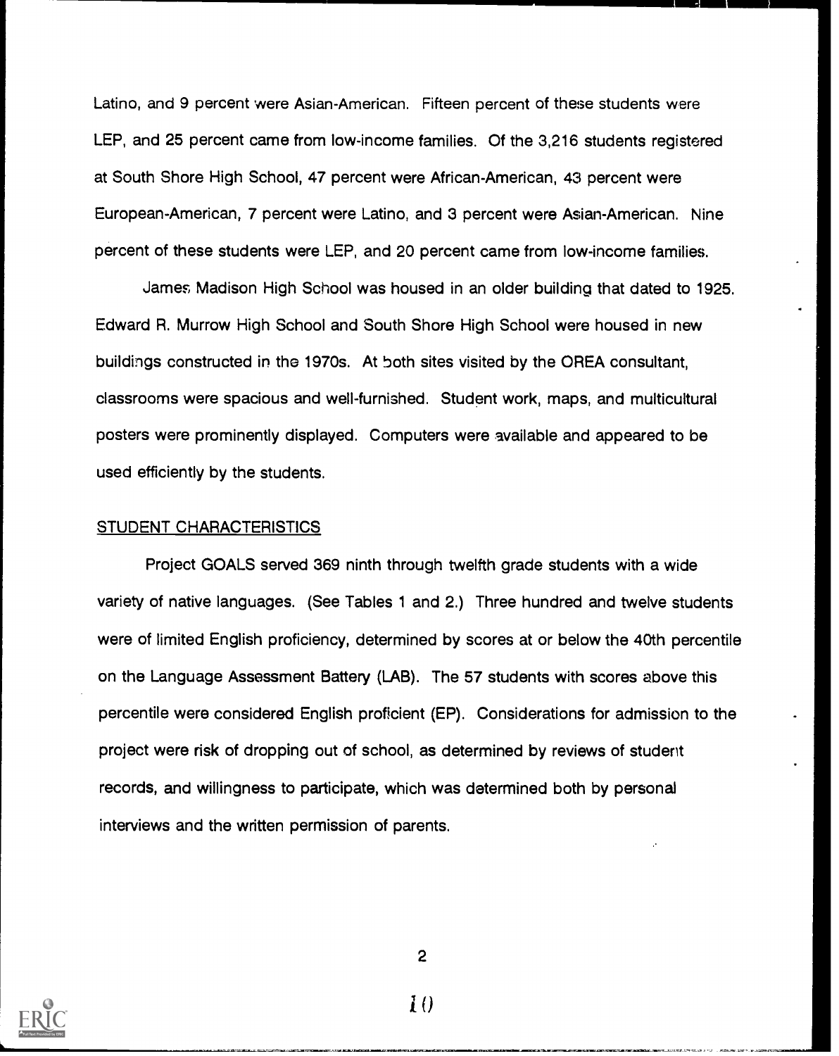Latino, and 9 percent were Asian-American. Fifteen percent of these students were LEP, and 25 percent came from low-income families. Of the 3,216 students registered at South Shore High School, 47 percent were African-American, 43 percent were European-American, 7 percent were Latino, and 3 percent were Asian-American. Nine percent of these students were LEP, and 20 percent came from low-income families.

James Madison High School was housed in an older building that dated to 1925. Edward R. Murrow High School and South Shore High School were housed in new buildings constructed in the 1970s. At both sites visited by the OREA consultant, classrooms were spacious and well-furnished. Student work, maps, and multicultural posters were prominently displayed. Computers were available and appeared to be used efficiently by the students.

## STUDENT CHARACTERISTICS

Project GOALS served 369 ninth through twelfth grade students with a wide variety of native languages. (See Tables 1 and 2.) Three hundred and twelve students were of limited English proficiency, determined by scores at or below the 40th percentile on the Language Assessment Battery (LAB). The 57 students with scores above this percentile were considered English proficient (EP). Considerations for admission to the project were risk of dropping out of school, as determined by reviews of student records, and willingness to participate, which was determined both by personal interviews and the written permission of parents.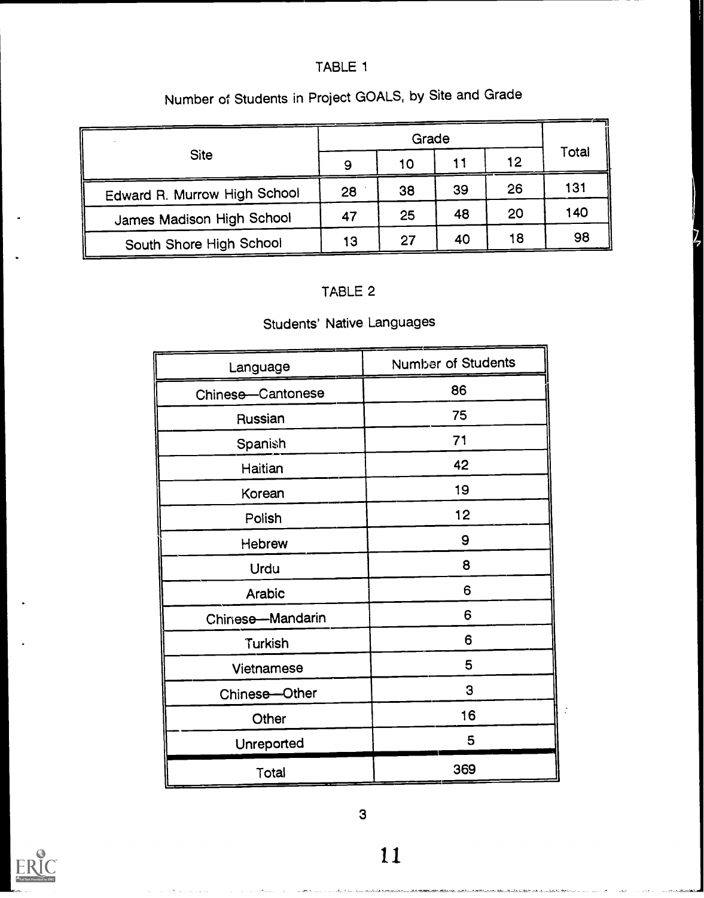TABLE 1

Number of Students in Project GOALS, by Site and Grade

| Site | Grade | | | | Total |
|---|---|---|---|---|---|
| | 9 | 10 | 11 | 12 | |
| Edward R. Murrow High School | 28 | 38 | 39 | 26 | 131 |
| James Madison High School | 47 | 25 | 48 | 20 | 140 |
| South Shore High School | 13 | 27 | 40 | 18 | 98 |

TABLE 2

Students' Native Languages

| Language | Number of Students |
|---|---|
| Chinese—Cantonese | 86 |
| Russian | 75 |
| Spanish | 71 |
| Haitian | 42 |
| Korean | 19 |
| Polish | 12 |
| Hebrew | 9 |
| Urdu | 8 |
| Arabic | 6 |
| Chinese—Mandarin | 6 |
| Turkish | 6 |
| Vietnamese | 5 |
| Chinese—Other | 3 |
| Other | 16 |
| Unreported | 5 |
| Total | 369 |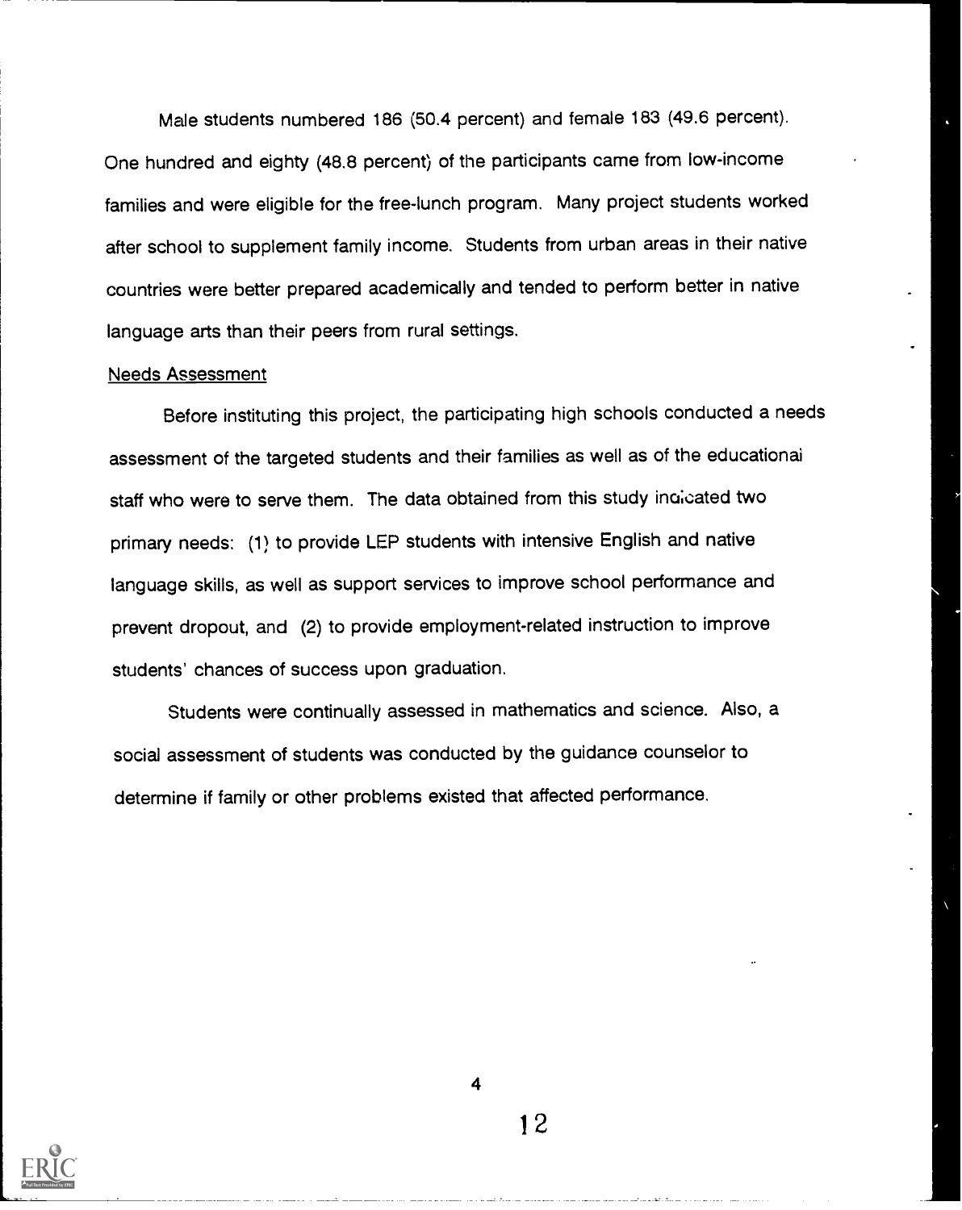Male students numbered 186 (50.4 percent) and female 183 (49.6 percent). One hundred and eighty (48.8 percent) of the participants came from low-income families and were eligible for the free-lunch program. Many project students worked after school to supplement family income. Students from urban areas in their native countries were better prepared academically and tended to perform better in native language arts than their peers from rural settings.

## Needs Assessment

Before instituting this project, the participating high schools conducted a needs assessment of the targeted students and their families as well as of the educational staff who were to serve them. The data obtained from this study indicated two primary needs: (1) to provide LEP students with intensive English and native language skills, as well as support services to improve school performance and prevent dropout, and (2) to provide employment-related instruction to improve students' chances of success upon graduation.

Students were continually assessed in mathematics and science. Also, a social assessment of students was conducted by the guidance counselor to determine if family or other problems existed that affected performance.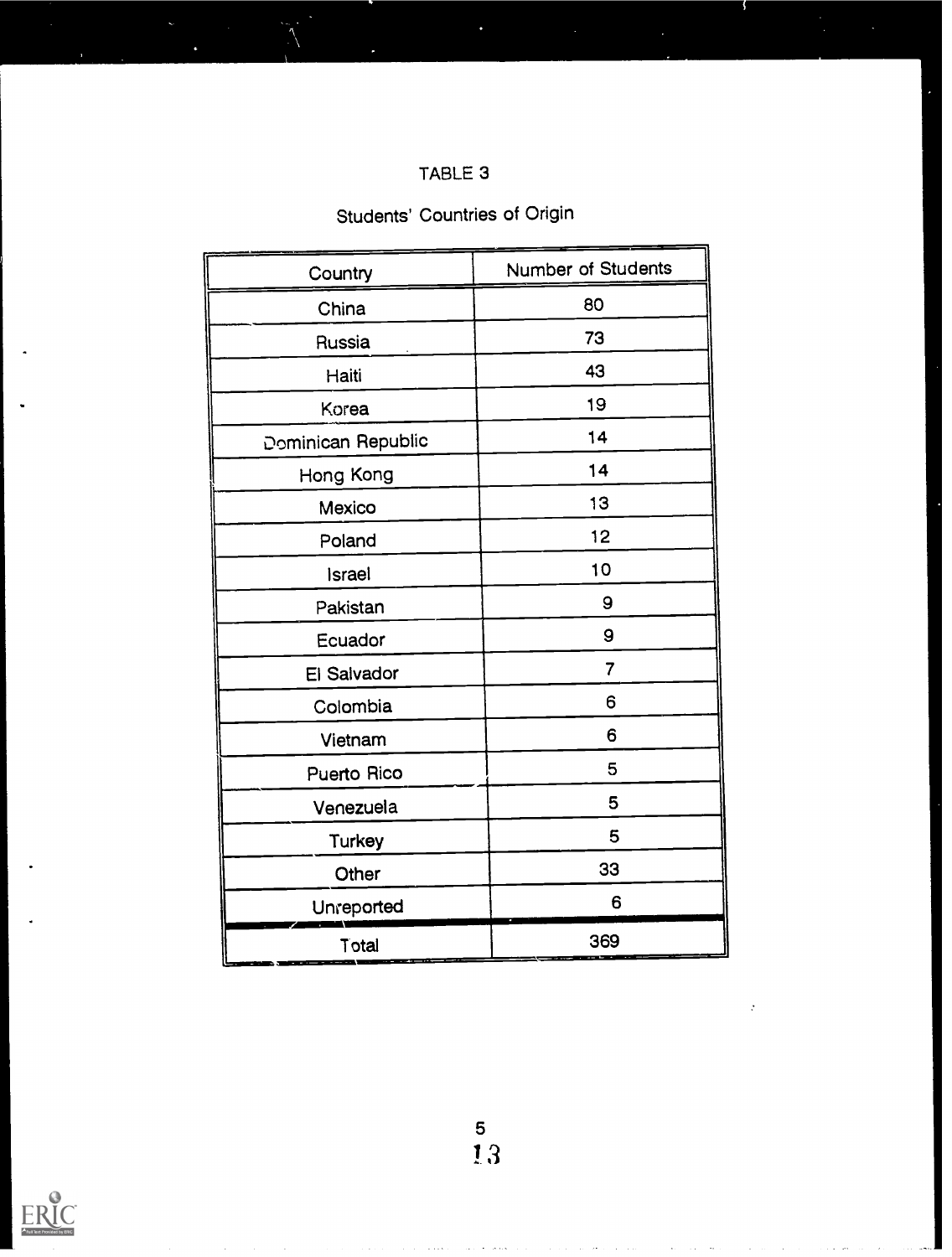TABLE 3

Students' Countries of Origin

| Country | Number of Students |
|---|---|
| China | 80 |
| Russia | 73 |
| Haiti | 43 |
| Korea | 19 |
| Dominican Republic | 14 |
| Hong Kong | 14 |
| Mexico | 13 |
| Poland | 12 |
| Israel | 10 |
| Pakistan | 9 |
| Ecuador | 9 |
| El Salvador | 7 |
| Colombia | 6 |
| Vietnam | 6 |
| Puerto Rico | 5 |
| Venezuela | 5 |
| Turkey | 5 |
| Other | 33 |
| Unreported | 6 |
| Total | 369 |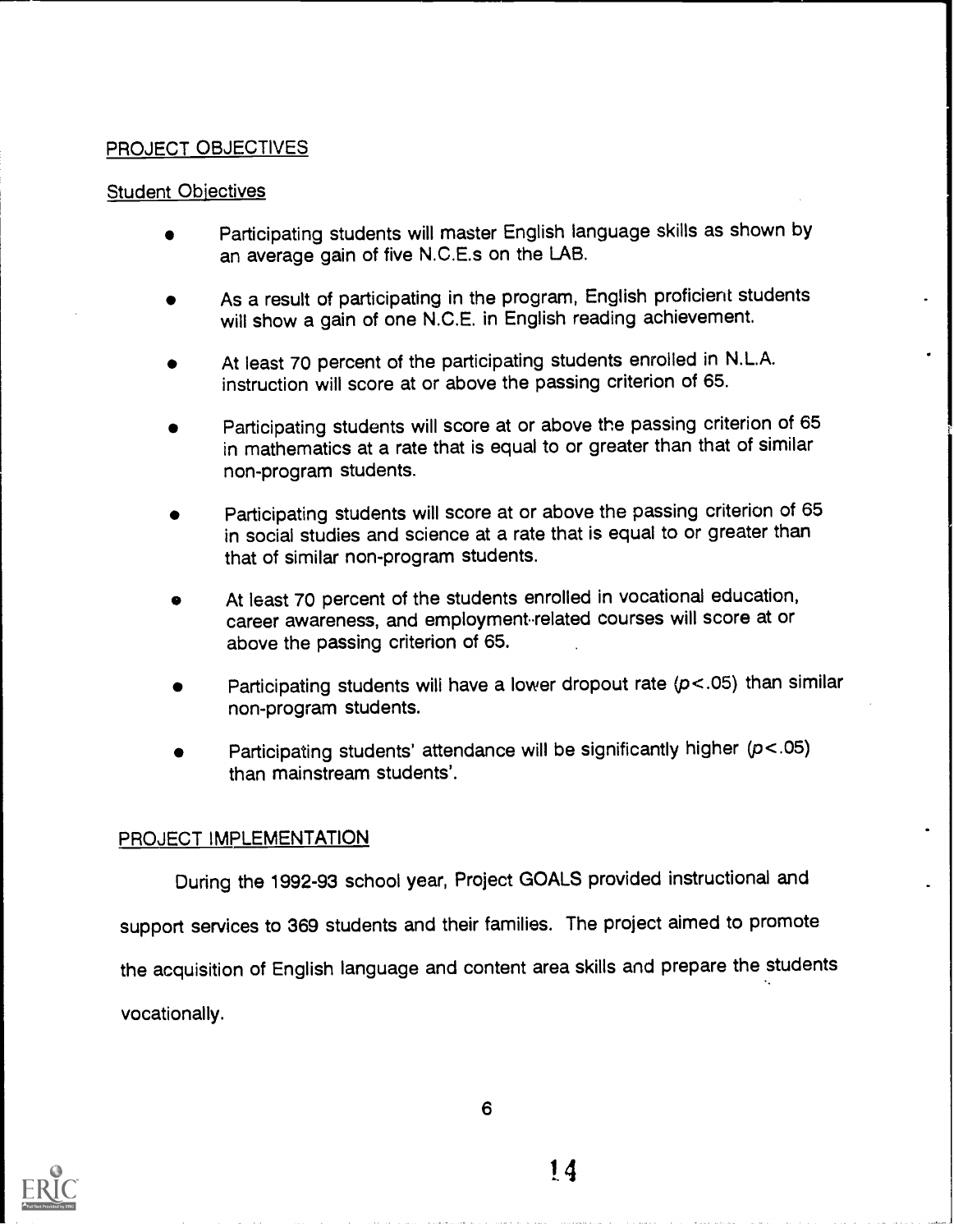## PROJECT OBJECTIVES

### Student Objectives

- Participating students will master English language skills as shown by an average gain of five N.C.E.s on the LAB.
- As a result of participating in the program, English proficient students will show a gain of one N.C.E. in English reading achievement.
- At least 70 percent of the participating students enrolled in N.L.A. instruction will score at or above the passing criterion of 65.
- Participating students will score at or above the passing criterion of 65 in mathematics at a rate that is equal to or greater than that of similar non-program students.
- Participating students will score at or above the passing criterion of 65 in social studies and science at a rate that is equal to or greater than that of similar non-program students.
- At least 70 percent of the students enrolled in vocational education, career awareness, and employment-related courses will score at or above the passing criterion of 65.
- Participating students will have a lower dropout rate ($p<.05$) than similar non-program students.
- Participating students' attendance will be significantly higher ($p<.05$) than mainstream students'.

## PROJECT IMPLEMENTATION

During the 1992-93 school year, Project GOALS provided instructional and support services to 369 students and their families. The project aimed to promote the acquisition of English language and content area skills and prepare the students vocationally.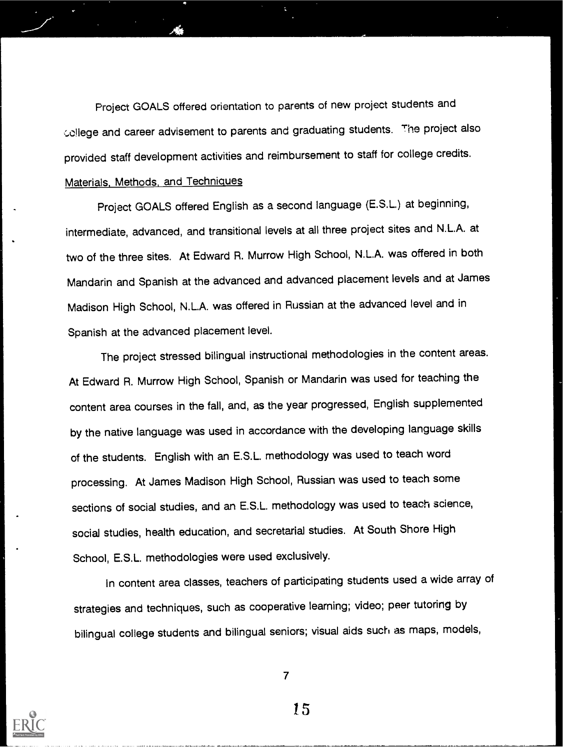Project GOALS offered orientation to parents of new project students and college and career advisement to parents and graduating students. The project also provided staff development activities and reimbursement to staff for college credits.

Materials, Methods, and Techniques

Project GOALS offered English as a second language (E.S.L.) at beginning, intermediate, advanced, and transitional levels at all three project sites and N.L.A. at two of the three sites. At Edward R. Murrow High School, N.L.A. was offered in both Mandarin and Spanish at the advanced and advanced placement levels and at James Madison High School, N.L.A. was offered in Russian at the advanced level and in Spanish at the advanced placement level.

The project stressed bilingual instructional methodologies in the content areas. At Edward R. Murrow High School, Spanish or Mandarin was used for teaching the content area courses in the fall, and, as the year progressed, English supplemented by the native language was used in accordance with the developing language skills of the students. English with an E.S.L. methodology was used to teach word processing. At James Madison High School, Russian was used to teach some sections of social studies, and an E.S.L. methodology was used to teach science, social studies, health education, and secretarial studies. At South Shore High School, E.S.L. methodologies were used exclusively.

In content area classes, teachers of participating students used a wide array of strategies and techniques, such as cooperative learning; video; peer tutoring by bilingual college students and bilingual seniors; visual aids such as maps, models,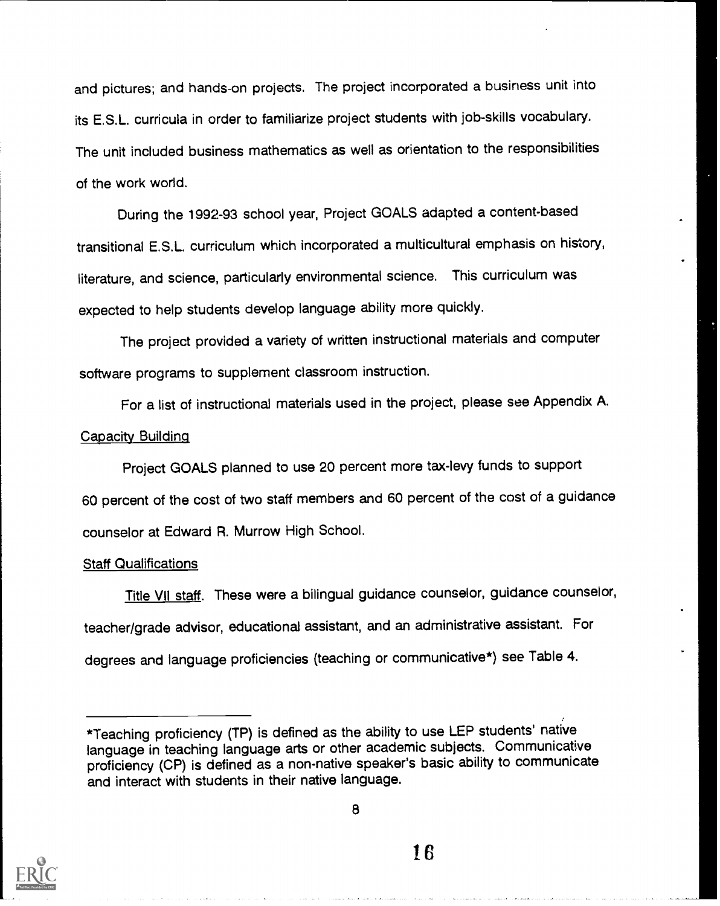and pictures; and hands-on projects. The project incorporated a business unit into its E.S.L. curricula in order to familiarize project students with job-skills vocabulary. The unit included business mathematics as well as orientation to the responsibilities of the work world.

During the 1992-93 school year, Project GOALS adapted a content-based transitional E.S.L. curriculum which incorporated a multicultural emphasis on history, literature, and science, particularly environmental science. This curriculum was expected to help students develop language ability more quickly.

The project provided a variety of written instructional materials and computer software programs to supplement classroom instruction.

For a list of instructional materials used in the project, please see Appendix A.

<u>Capacity Building</u>

Project GOALS planned to use 20 percent more tax-levy funds to support 60 percent of the cost of two staff members and 60 percent of the cost of a guidance counselor at Edward R. Murrow High School.

<u>Staff Qualifications</u>

<u>Title VII staff</u>. These were a bilingual guidance counselor, guidance counselor, teacher/grade advisor, educational assistant, and an administrative assistant. For degrees and language proficiencies (teaching or communicative*) see Table 4.

---

*Teaching proficiency (TP) is defined as the ability to use LEP students' native language in teaching language arts or other academic subjects. Communicative proficiency (CP) is defined as a non-native speaker's basic ability to communicate and interact with students in their native language.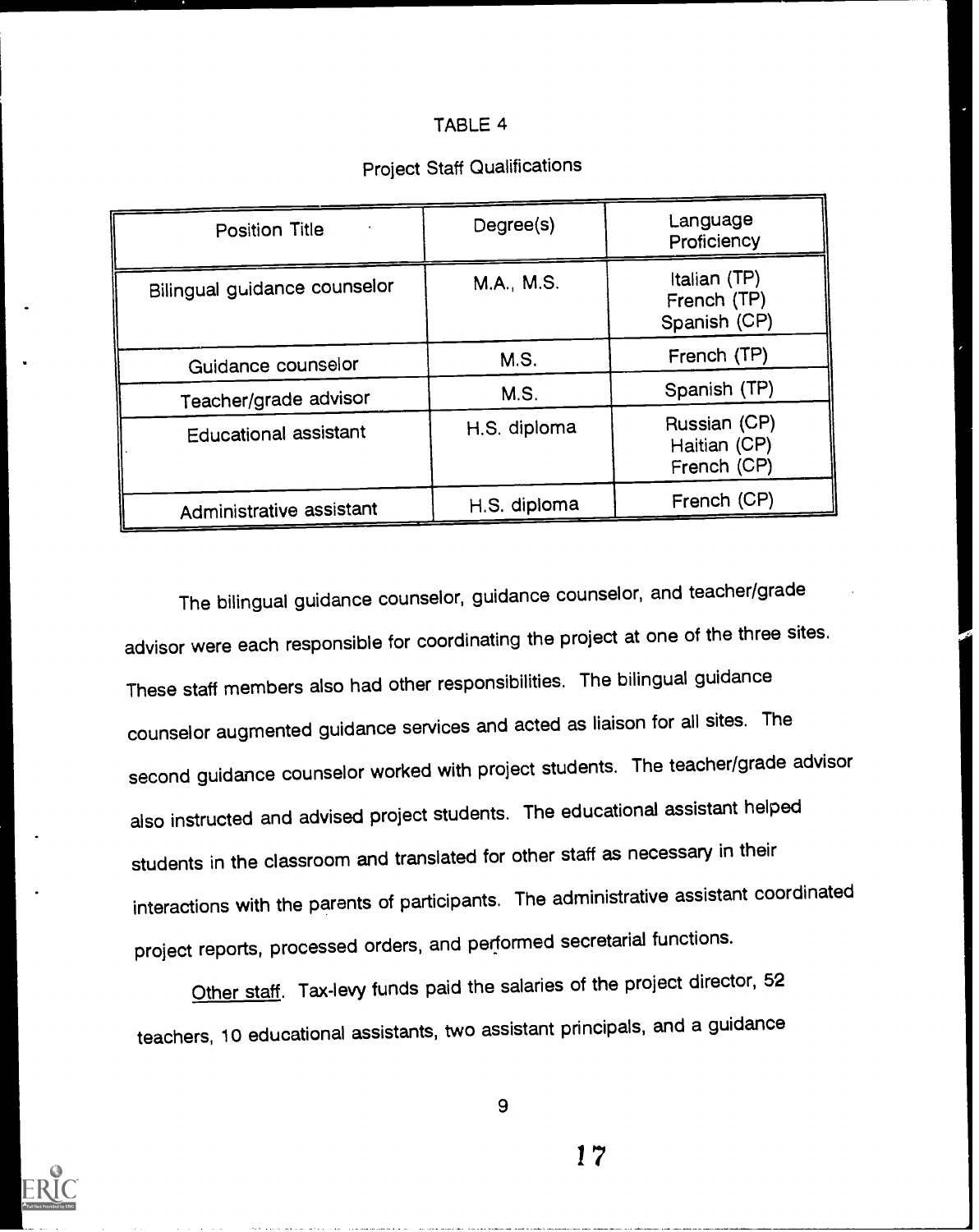TABLE 4

Project Staff Qualifications

| Position Title | Degree(s) | Language Proficiency |
|---|---|---|
| Bilingual guidance counselor | M.A., M.S. | Italian (TP)<br>French (TP)<br>Spanish (CP) |
| Guidance counselor | M.S. | French (TP) |
| Teacher/grade advisor | M.S. | Spanish (TP) |
| Educational assistant | H.S. diploma | Russian (CP)<br>Haitian (CP)<br>French (CP) |
| Administrative assistant | H.S. diploma | French (CP) |

The bilingual guidance counselor, guidance counselor, and teacher/grade advisor were each responsible for coordinating the project at one of the three sites. These staff members also had other responsibilities. The bilingual guidance counselor augmented guidance services and acted as liaison for all sites. The second guidance counselor worked with project students. The teacher/grade advisor also instructed and advised project students. The educational assistant helped students in the classroom and translated for other staff as necessary in their interactions with the parents of participants. The administrative assistant coordinated project reports, processed orders, and performed secretarial functions.

Other staff. Tax-levy funds paid the salaries of the project director, 52 teachers, 10 educational assistants, two assistant principals, and a guidance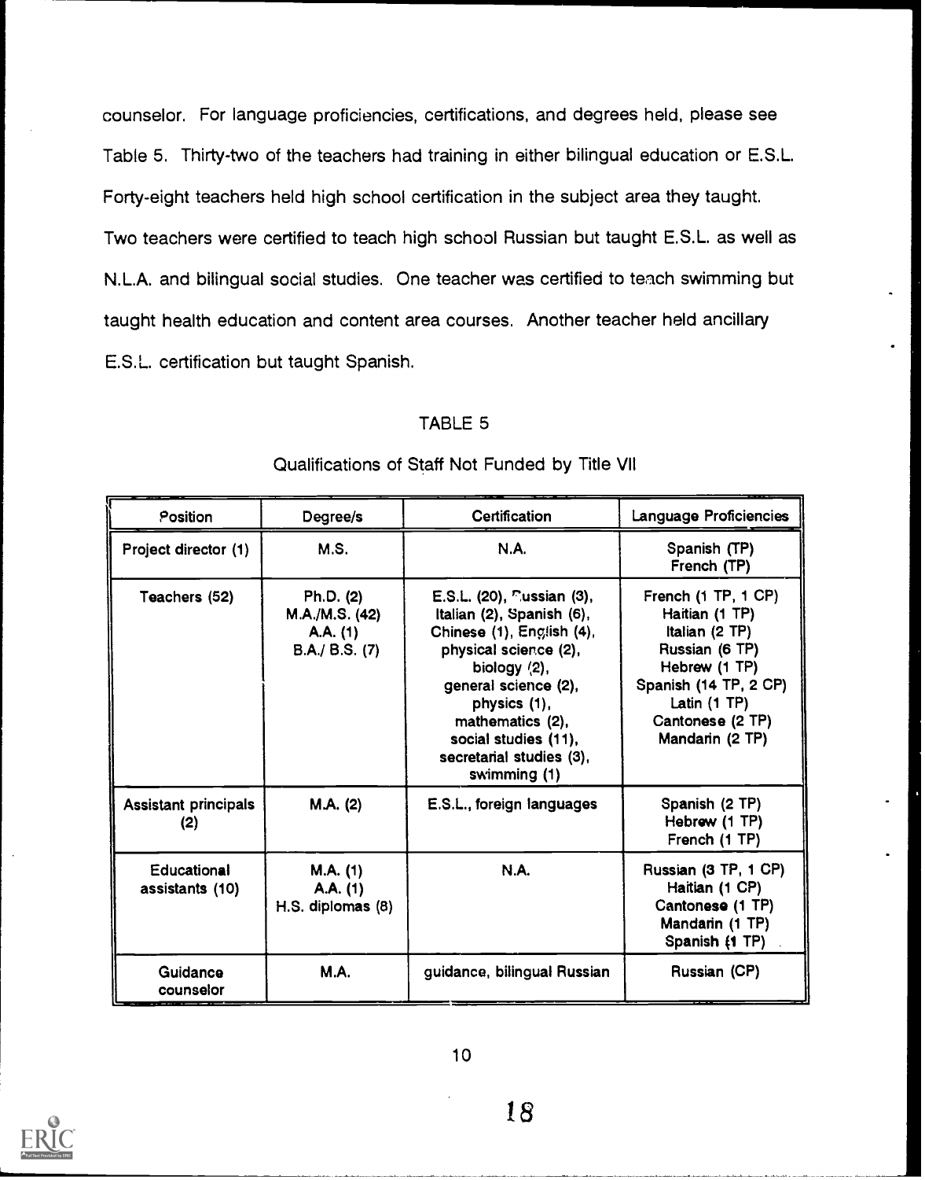counselor. For language proficiencies, certifications, and degrees held, please see Table 5. Thirty-two of the teachers had training in either bilingual education or E.S.L. Forty-eight teachers held high school certification in the subject area they taught. Two teachers were certified to teach high school Russian but taught E.S.L. as well as N.L.A. and bilingual social studies. One teacher was certified to teach swimming but taught health education and content area courses. Another teacher held ancillary E.S.L. certification but taught Spanish.

TABLE 5

Qualifications of Staff Not Funded by Title VII

| Position | Degree/s | Certification | Language Proficiencies |
|---|---|---|---|
| Project director (1) | M.S. | N.A. | Spanish (TP) French (TP) |
| Teachers (52) | Ph.D. (2) M.A./M.S. (42) A.A. (1) B.A./ B.S. (7) | E.S.L. (20), Russian (3), Italian (2), Spanish (6), Chinese (1), English (4), physical science (2), biology (2), general science (2), physics (1), mathematics (2), social studies (11), secretarial studies (3), swimming (1) | French (1 TP, 1 CP) Haitian (1 TP) Italian (2 TP) Russian (6 TP) Hebrew (1 TP) Spanish (14 TP, 2 CP) Latin (1 TP) Cantonese (2 TP) Mandarin (2 TP) |
| Assistant principals (2) | M.A. (2) | E.S.L., foreign languages | Spanish (2 TP) Hebrew (1 TP) French (1 TP) |
| Educational assistants (10) | M.A. (1) A.A. (1) H.S. diplomas (8) | N.A. | Russian (3 TP, 1 CP) Haitian (1 CP) Cantonese (1 TP) Mandarin (1 TP) Spanish (1 TP) |
| Guidance counselor | M.A. | guidance, bilingual Russian | Russian (CP) |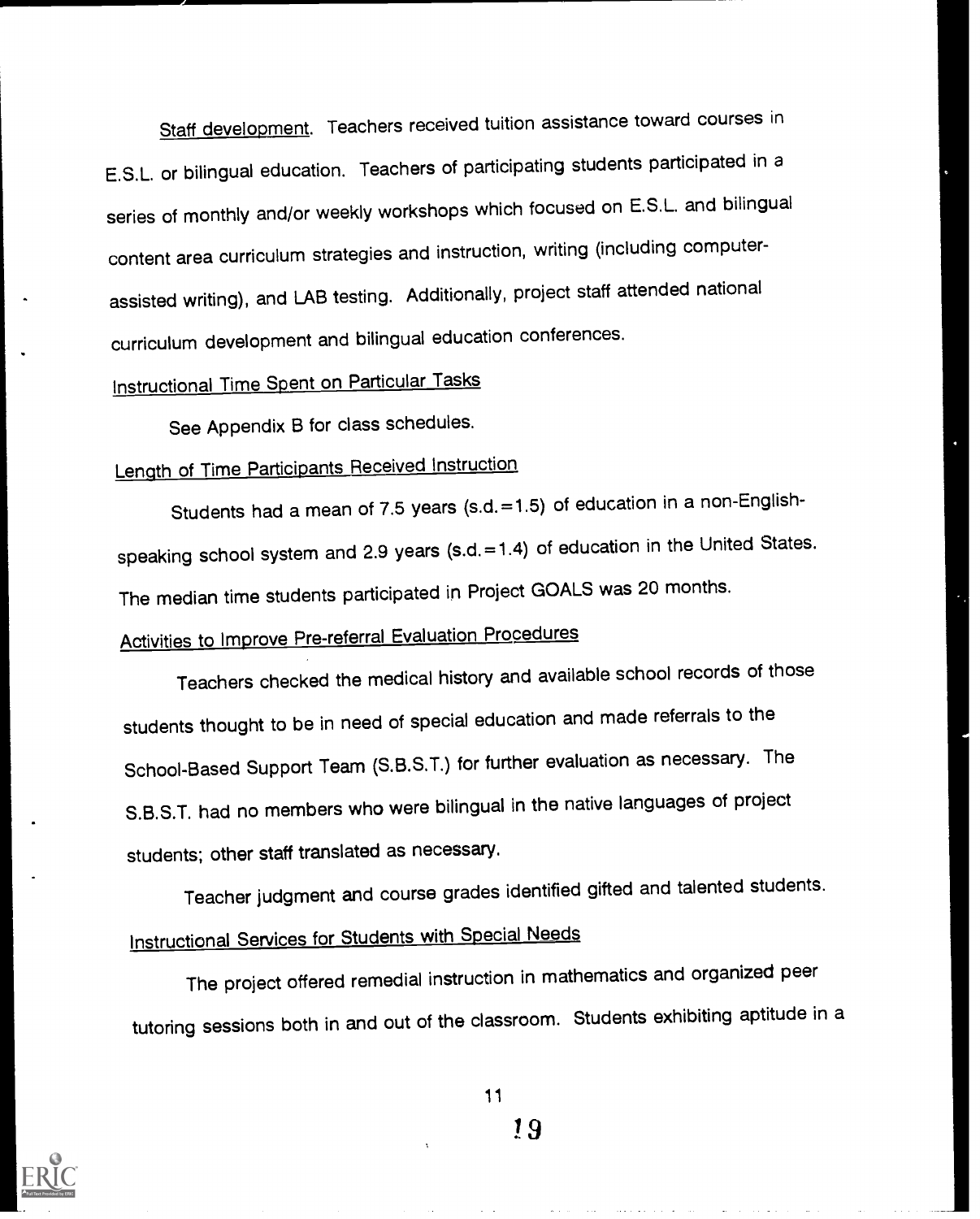Staff development. Teachers received tuition assistance toward courses in E.S.L. or bilingual education. Teachers of participating students participated in a series of monthly and/or weekly workshops which focused on E.S.L. and bilingual content area curriculum strategies and instruction, writing (including computer-assisted writing), and LAB testing. Additionally, project staff attended national curriculum development and bilingual education conferences.

## Instructional Time Spent on Particular Tasks

See Appendix B for class schedules.

## Length of Time Participants Received Instruction

Students had a mean of 7.5 years (s.d.=1.5) of education in a non-English-speaking school system and 2.9 years (s.d.=1.4) of education in the United States. The median time students participated in Project GOALS was 20 months.

## Activities to Improve Pre-referral Evaluation Procedures

Teachers checked the medical history and available school records of those students thought to be in need of special education and made referrals to the School-Based Support Team (S.B.S.T.) for further evaluation as necessary. The S.B.S.T. had no members who were bilingual in the native languages of project students; other staff translated as necessary.

Teacher judgment and course grades identified gifted and talented students.

## Instructional Services for Students with Special Needs

The project offered remedial instruction in mathematics and organized peer tutoring sessions both in and out of the classroom. Students exhibiting aptitude in a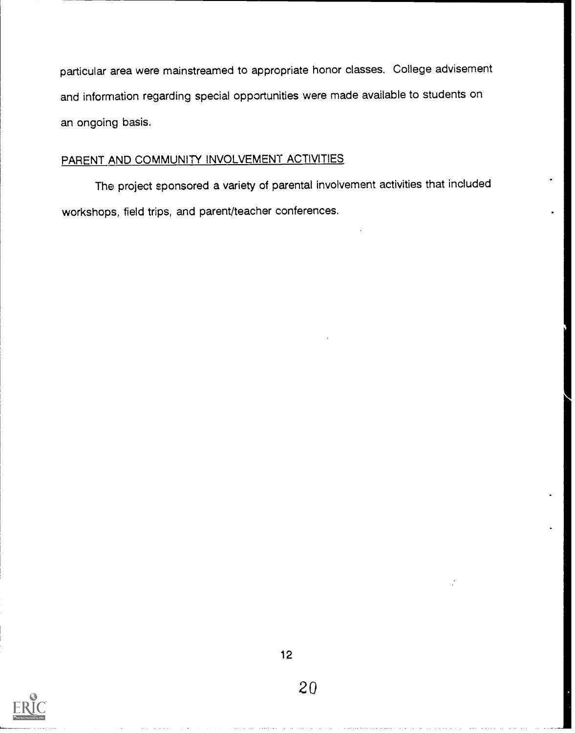particular area were mainstreamed to appropriate honor classes. College advisement and information regarding special opportunities were made available to students on an ongoing basis.

## PARENT AND COMMUNITY INVOLVEMENT ACTIVITIES

The project sponsored a variety of parental involvement activities that included workshops, field trips, and parent/teacher conferences.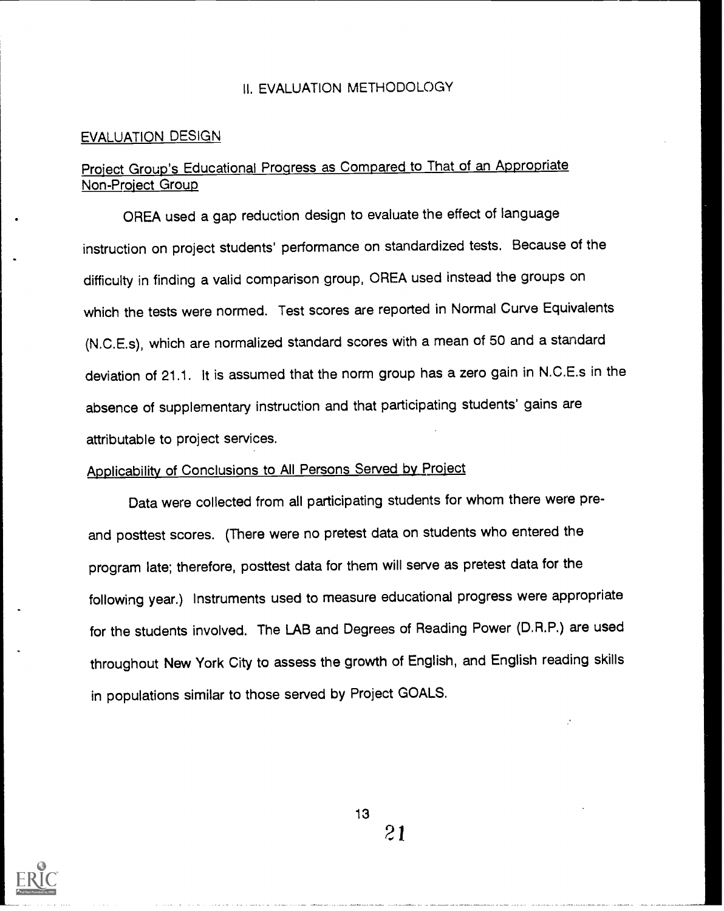## II. EVALUATION METHODOLOGY

### EVALUATION DESIGN

#### Project Group's Educational Progress as Compared to That of an Appropriate Non-Project Group

OREA used a gap reduction design to evaluate the effect of language instruction on project students' performance on standardized tests. Because of the difficulty in finding a valid comparison group, OREA used instead the groups on which the tests were normed. Test scores are reported in Normal Curve Equivalents (N.C.E.s), which are normalized standard scores with a mean of 50 and a standard deviation of 21.1. It is assumed that the norm group has a zero gain in N.C.E.s in the absence of supplementary instruction and that participating students' gains are attributable to project services.

#### Applicability of Conclusions to All Persons Served by Project

Data were collected from all participating students for whom there were pre- and posttest scores. (There were no pretest data on students who entered the program late; therefore, posttest data for them will serve as pretest data for the following year.) Instruments used to measure educational progress were appropriate for the students involved. The LAB and Degrees of Reading Power (D.R.P.) are used throughout New York City to assess the growth of English, and English reading skills in populations similar to those served by Project GOALS.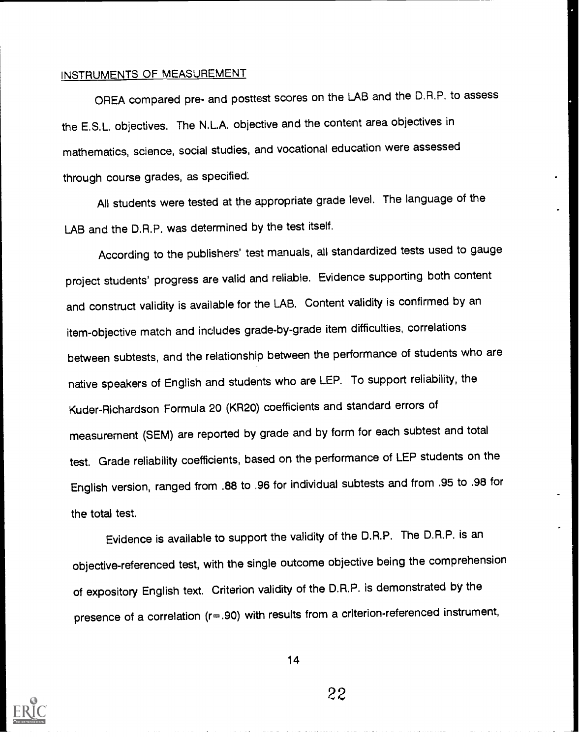## INSTRUMENTS OF MEASUREMENT

OREA compared pre- and posttest scores on the LAB and the D.R.P. to assess the E.S.L. objectives. The N.L.A. objective and the content area objectives in mathematics, science, social studies, and vocational education were assessed through course grades, as specified.

All students were tested at the appropriate grade level. The language of the LAB and the D.R.P. was determined by the test itself.

According to the publishers' test manuals, all standardized tests used to gauge project students' progress are valid and reliable. Evidence supporting both content and construct validity is available for the LAB. Content validity is confirmed by an item-objective match and includes grade-by-grade item difficulties, correlations between subtests, and the relationship between the performance of students who are native speakers of English and students who are LEP. To support reliability, the Kuder-Richardson Formula 20 (KR20) coefficients and standard errors of measurement (SEM) are reported by grade and by form for each subtest and total test. Grade reliability coefficients, based on the performance of LEP students on the English version, ranged from .88 to .96 for individual subtests and from .95 to .98 for the total test.

Evidence is available to support the validity of the D.R.P. The D.R.P. is an objective-referenced test, with the single outcome objective being the comprehension of expository English text. Criterion validity of the D.R.P. is demonstrated by the presence of a correlation ($r=.90$) with results from a criterion-referenced instrument,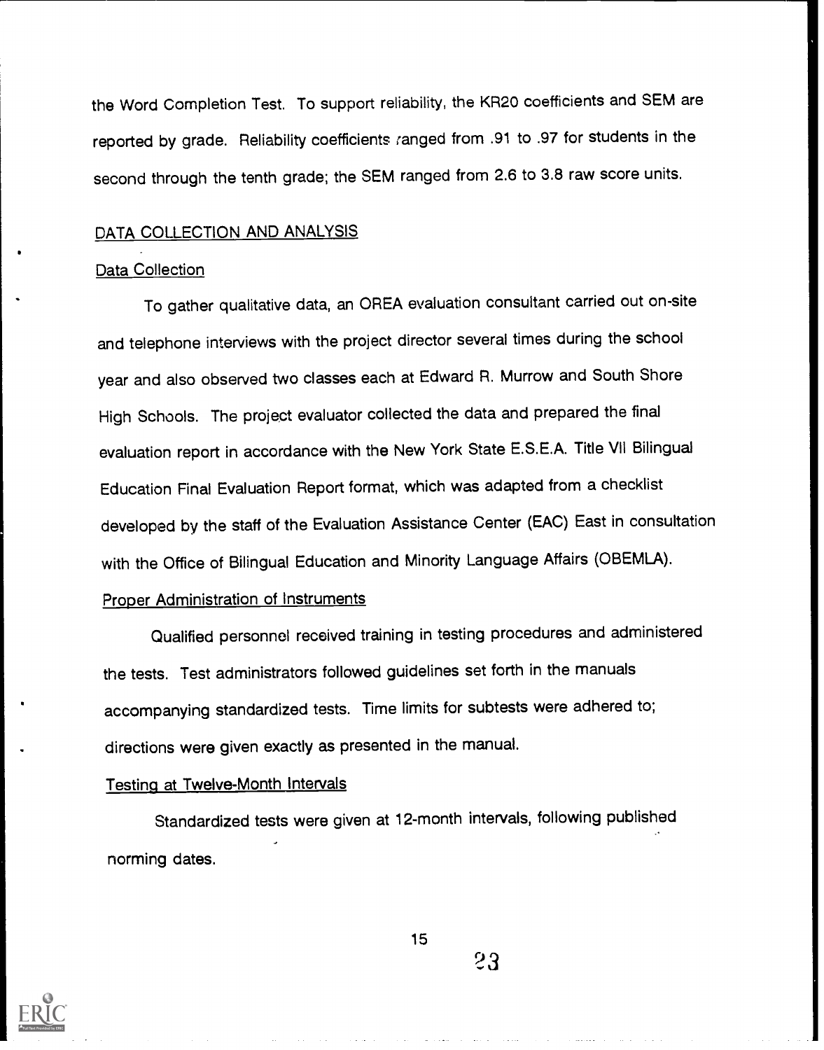the Word Completion Test. To support reliability, the KR20 coefficients and SEM are reported by grade. Reliability coefficients ranged from .91 to .97 for students in the second through the tenth grade; the SEM ranged from 2.6 to 3.8 raw score units.

## DATA COLLECTION AND ANALYSIS

### Data Collection

To gather qualitative data, an OREA evaluation consultant carried out on-site and telephone interviews with the project director several times during the school year and also observed two classes each at Edward R. Murrow and South Shore High Schools. The project evaluator collected the data and prepared the final evaluation report in accordance with the New York State E.S.E.A. Title VII Bilingual Education Final Evaluation Report format, which was adapted from a checklist developed by the staff of the Evaluation Assistance Center (EAC) East in consultation with the Office of Bilingual Education and Minority Language Affairs (OBEMLA).

### Proper Administration of Instruments

Qualified personnel received training in testing procedures and administered the tests. Test administrators followed guidelines set forth in the manuals accompanying standardized tests. Time limits for subtests were adhered to; directions were given exactly as presented in the manual.

### Testing at Twelve-Month Intervals

Standardized tests were given at 12-month intervals, following published norming dates.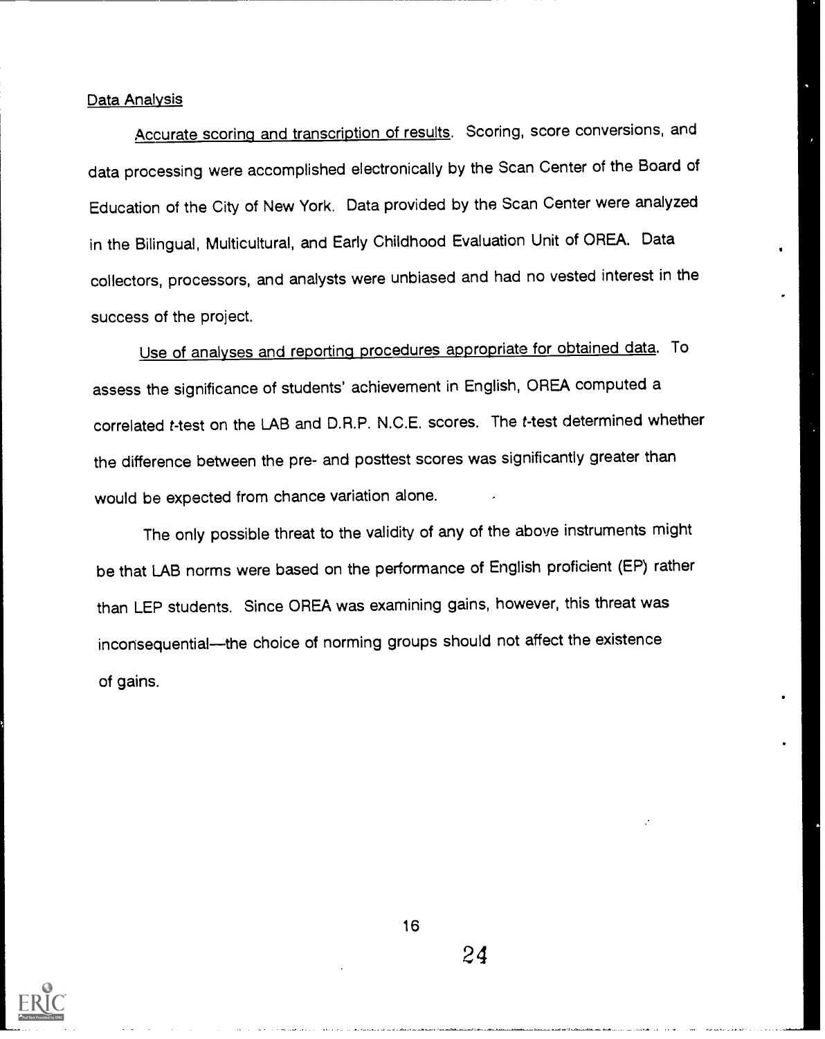## Data Analysis

Accurate scoring and transcription of results. Scoring, score conversions, and data processing were accomplished electronically by the Scan Center of the Board of Education of the City of New York. Data provided by the Scan Center were analyzed in the Bilingual, Multicultural, and Early Childhood Evaluation Unit of OREA. Data collectors, processors, and analysts were unbiased and had no vested interest in the success of the project.

Use of analyses and reporting procedures appropriate for obtained data. To assess the significance of students' achievement in English, OREA computed a correlated $t$-test on the LAB and D.R.P. N.C.E. scores. The $t$-test determined whether the difference between the pre- and posttest scores was significantly greater than would be expected from chance variation alone.

The only possible threat to the validity of any of the above instruments might be that LAB norms were based on the performance of English proficient (EP) rather than LEP students. Since OREA was examining gains, however, this threat was inconsequential—the choice of norming groups should not affect the existence of gains.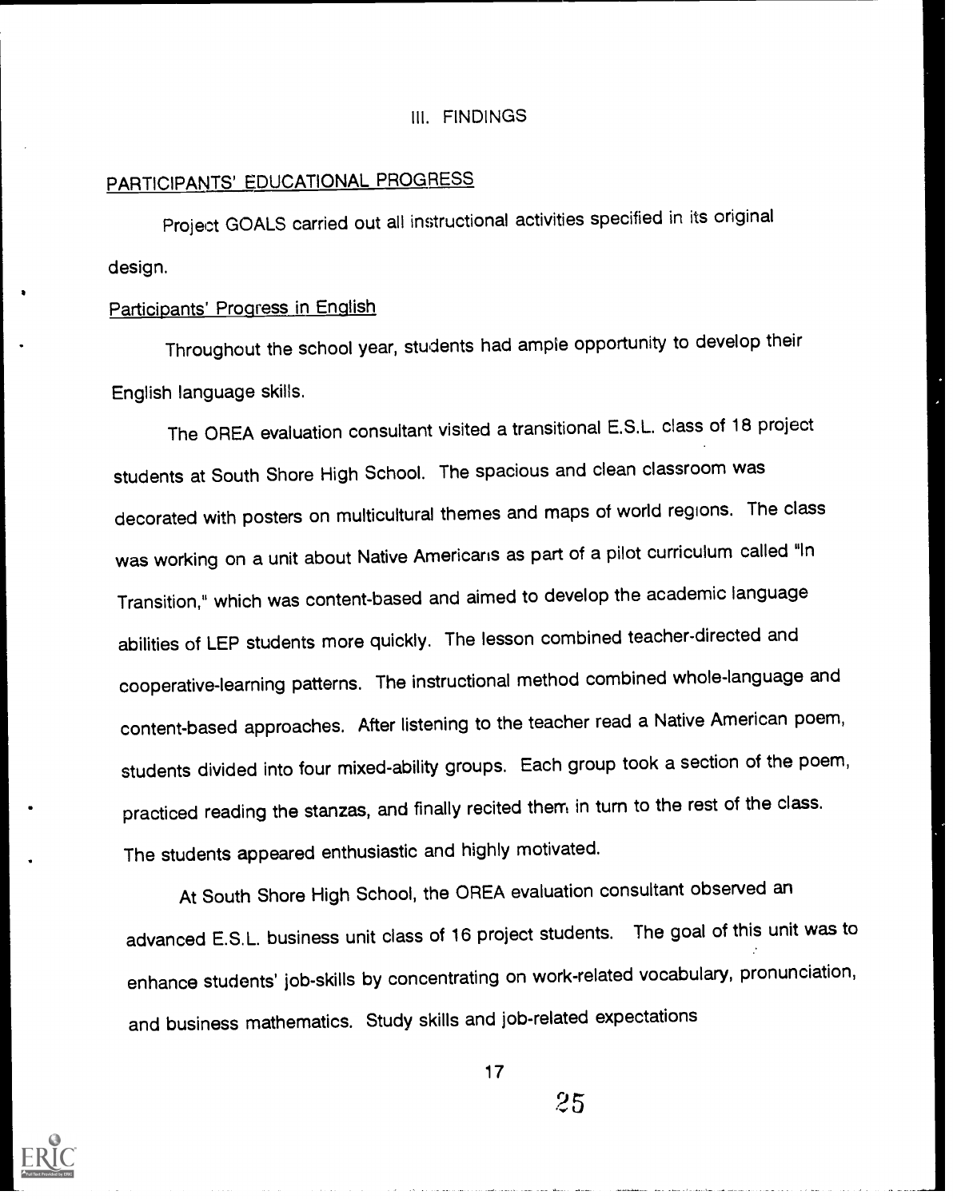## III. FINDINGS

### PARTICIPANTS' EDUCATIONAL PROGRESS

Project GOALS carried out all instructional activities specified in its original design.

#### Participants' Progress in English

Throughout the school year, students had ample opportunity to develop their English language skills.

The OREA evaluation consultant visited a transitional E.S.L. class of 18 project students at South Shore High School. The spacious and clean classroom was decorated with posters on multicultural themes and maps of world regions. The class was working on a unit about Native Americans as part of a pilot curriculum called "In Transition," which was content-based and aimed to develop the academic language abilities of LEP students more quickly. The lesson combined teacher-directed and cooperative-learning patterns. The instructional method combined whole-language and content-based approaches. After listening to the teacher read a Native American poem, students divided into four mixed-ability groups. Each group took a section of the poem, practiced reading the stanzas, and finally recited them in turn to the rest of the class. The students appeared enthusiastic and highly motivated.

At South Shore High School, the OREA evaluation consultant observed an advanced E.S.L. business unit class of 16 project students. The goal of this unit was to enhance students' job-skills by concentrating on work-related vocabulary, pronunciation, and business mathematics. Study skills and job-related expectations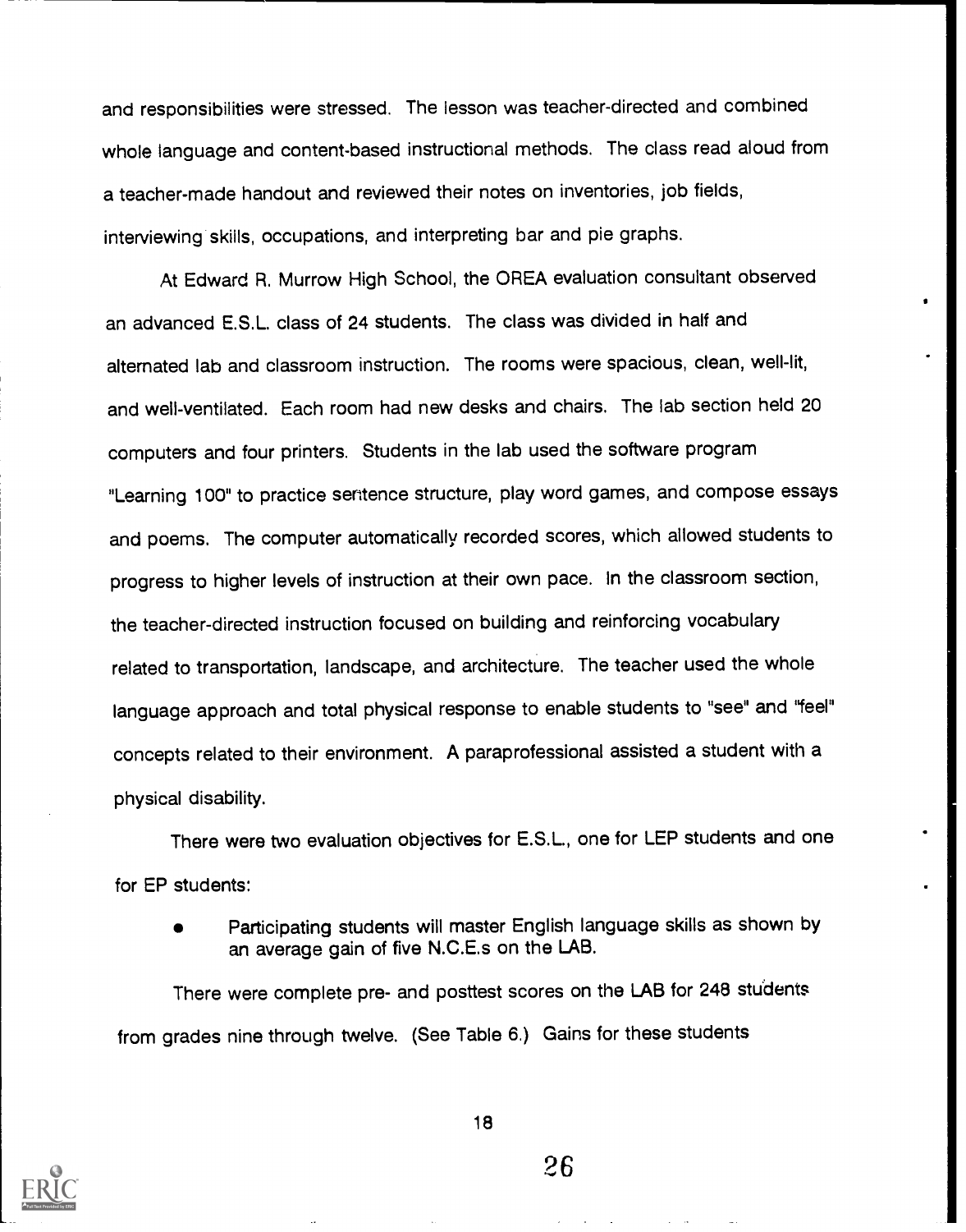and responsibilities were stressed. The lesson was teacher-directed and combined whole language and content-based instructional methods. The class read aloud from a teacher-made handout and reviewed their notes on inventories, job fields, interviewing skills, occupations, and interpreting bar and pie graphs.

At Edward R. Murrow High School, the OREA evaluation consultant observed an advanced E.S.L. class of 24 students. The class was divided in half and alternated lab and classroom instruction. The rooms were spacious, clean, well-lit, and well-ventilated. Each room had new desks and chairs. The lab section held 20 computers and four printers. Students in the lab used the software program "Learning 100" to practice sentence structure, play word games, and compose essays and poems. The computer automatically recorded scores, which allowed students to progress to higher levels of instruction at their own pace. In the classroom section, the teacher-directed instruction focused on building and reinforcing vocabulary related to transportation, landscape, and architecture. The teacher used the whole language approach and total physical response to enable students to "see" and "feel" concepts related to their environment. A paraprofessional assisted a student with a physical disability.

There were two evaluation objectives for E.S.L., one for LEP students and one for EP students:

- Participating students will master English language skills as shown by an average gain of five N.C.E.s on the LAB.

There were complete pre- and posttest scores on the LAB for 248 students from grades nine through twelve. (See Table 6.) Gains for these students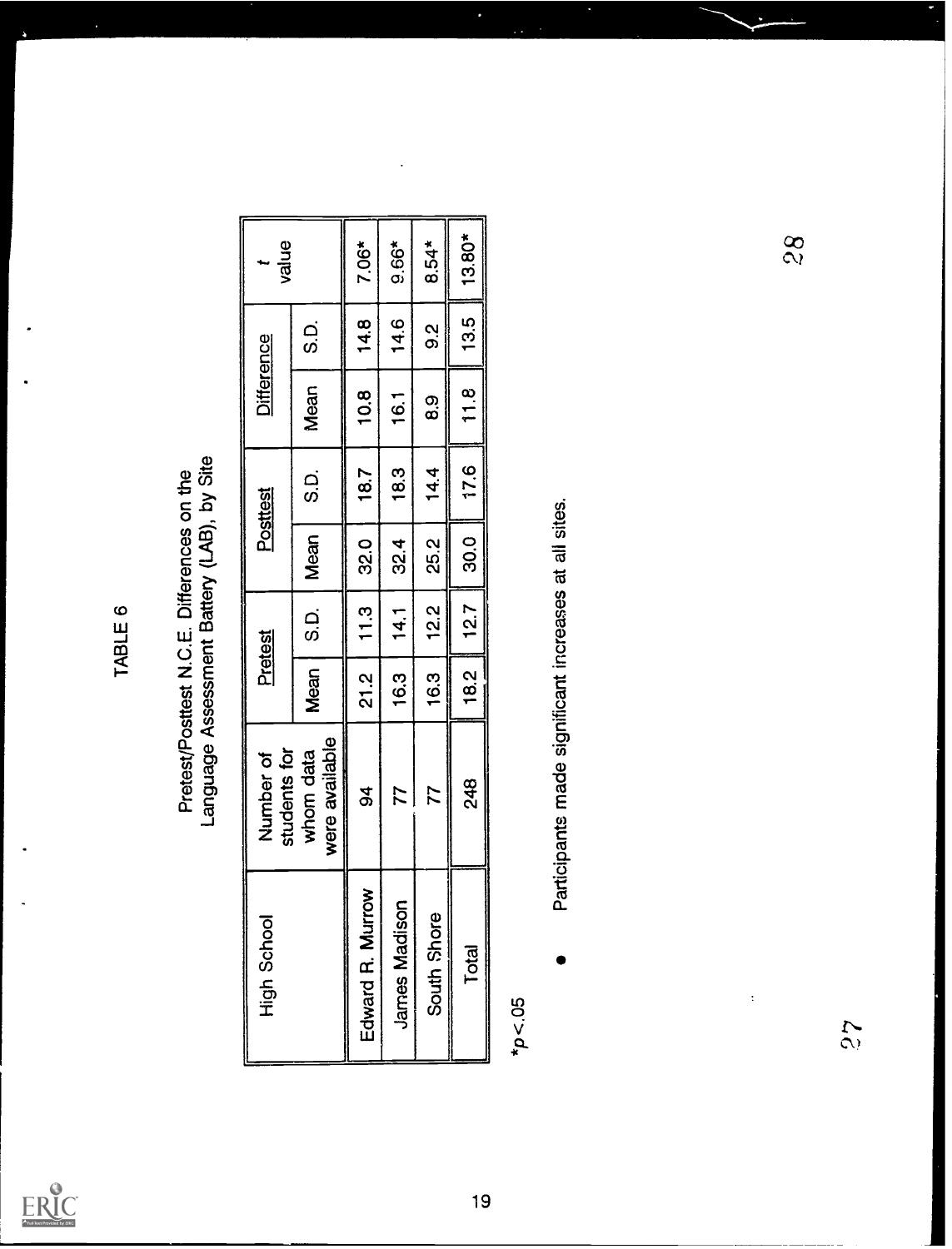TABLE 6

Pretest/Posttest N.C.E. Differences on the Language Assessment Battery (LAB), by Site

| High School | Number of students for whom data were available | Pretest | | Posttest | | Difference | | $t$ value |
|---|---|---|---|---|---|---|---|---|
| | | Mean | S.D. | Mean | S.D. | Mean | S.D. | |
| Edward R. Murrow | 94 | 21.2 | 11.3 | 32.0 | 18.7 | 10.8 | 14.8 | 7.06* |
| James Madison | 77 | 16.3 | 14.1 | 32.4 | 18.3 | 16.1 | 14.6 | 9.66* |
| South Shore | 77 | 16.3 | 12.2 | 25.2 | 14.4 | 8.9 | 9.2 | 8.54* |
| Total | 248 | 18.2 | 12.7 | 30.0 | 17.6 | 11.8 | 13.5 | 13.80* |

*$p < .05$

- Participants made significant increases at all sites.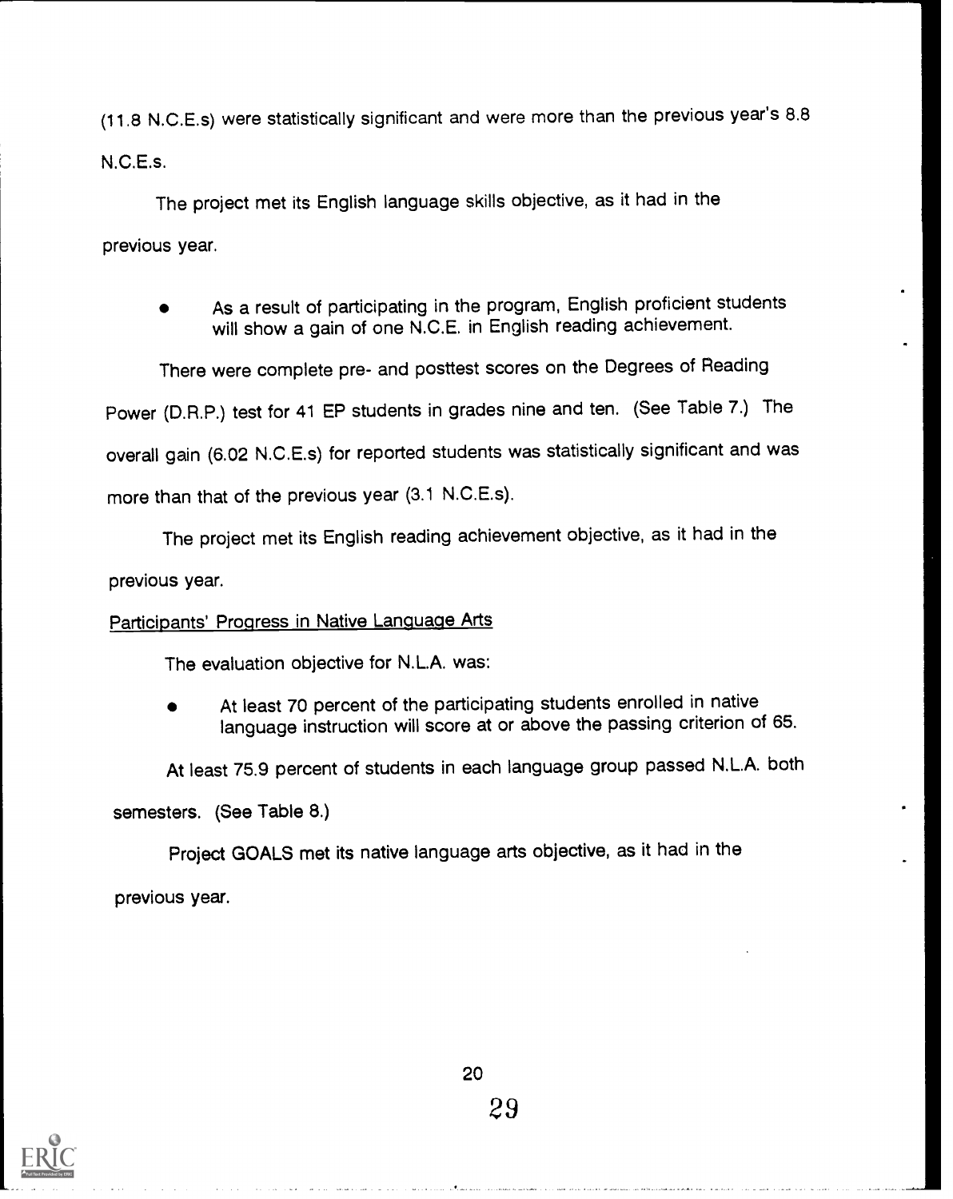(11.8 N.C.E.s) were statistically significant and were more than the previous year's 8.8 N.C.E.s.

The project met its English language skills objective, as it had in the previous year.

- As a result of participating in the program, English proficient students will show a gain of one N.C.E. in English reading achievement.

There were complete pre- and posttest scores on the Degrees of Reading Power (D.R.P.) test for 41 EP students in grades nine and ten. (See Table 7.) The overall gain (6.02 N.C.E.s) for reported students was statistically significant and was more than that of the previous year (3.1 N.C.E.s).

The project met its English reading achievement objective, as it had in the previous year.

Participants' Progress in Native Language Arts

The evaluation objective for N.L.A. was:

- At least 70 percent of the participating students enrolled in native language instruction will score at or above the passing criterion of 65.

At least 75.9 percent of students in each language group passed N.L.A. both semesters. (See Table 8.)

Project GOALS met its native language arts objective, as it had in the previous year.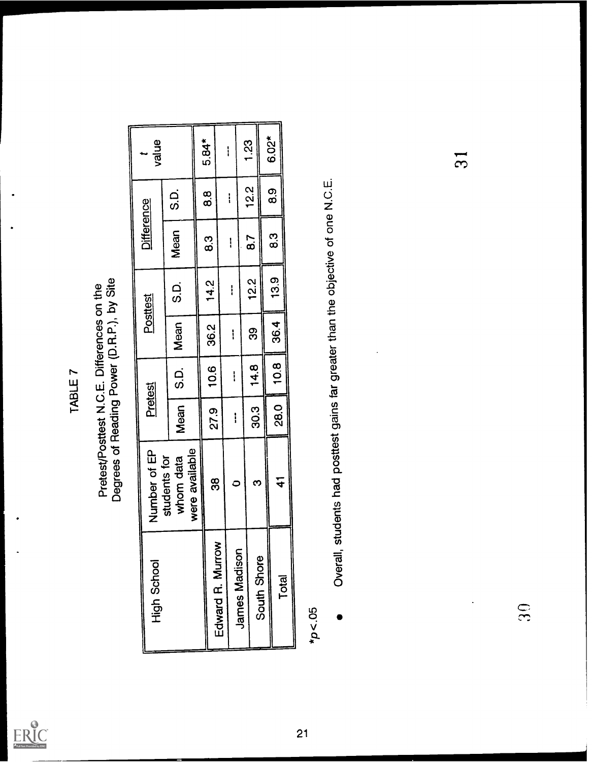## TABLE 7

Pretest/Posttest N.C.E. Differences on the Degrees of Reading Power (D.R.P.), by Site

| High School | Number of EP students for whom data were available | Pretest | | Posttest | | Difference | | $t$ value |
|---|---|---|---|---|---|---|---|---|
| | | Mean | S.D. | Mean | S.D. | Mean | S.D. | |
| Edward R. Murrow | 38 | 27.9 | 10.6 | 36.2 | 14.2 | 8.3 | 8.8 | 5.84* |
| James Madison | 0 | --- | --- | --- | --- | --- | --- | --- |
| South Shore | 3 | 30.3 | 14.8 | 39 | 12.2 | 8.7 | 12.2 | 1.23 |
| Total | 41 | 28.0 | 10.8 | 36.4 | 13.9 | 8.3 | 8.9 | 6.02* |

*$p<.05$

- Overall, students had posttest gains far greater than the objective of one N.C.E.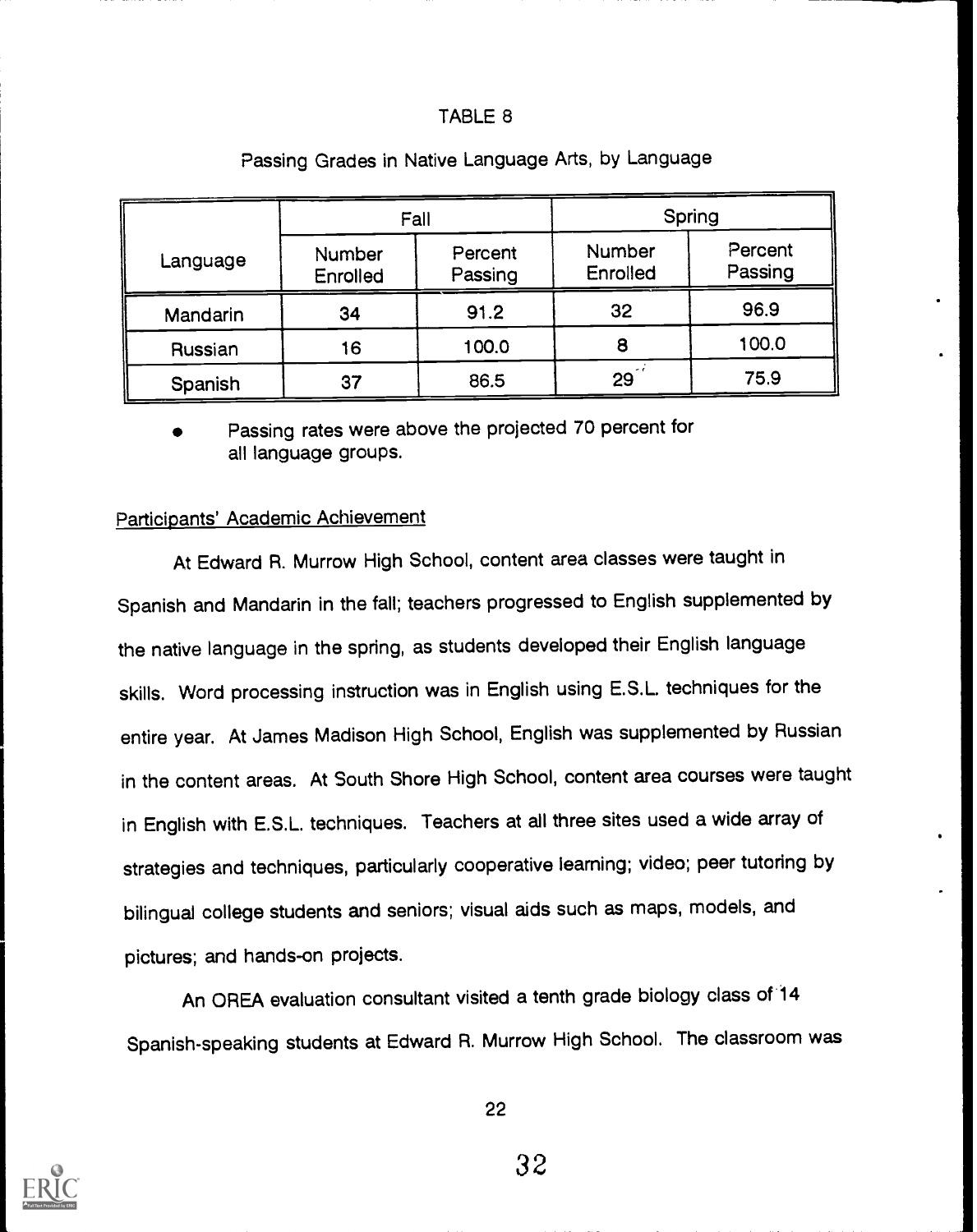TABLE 8

Passing Grades in Native Language Arts, by Language

| Language | Fall | | Spring | |
|---|---|---|---|---|
| | Number Enrolled | Percent Passing | Number Enrolled | Percent Passing |
| Mandarin | 34 | 91.2 | 32 | 96.9 |
| Russian | 16 | 100.0 | 8 | 100.0 |
| Spanish | 37 | 86.5 | 29 | 75.9 |

- Passing rates were above the projected 70 percent for all language groups.

## Participants' Academic Achievement

At Edward R. Murrow High School, content area classes were taught in Spanish and Mandarin in the fall; teachers progressed to English supplemented by the native language in the spring, as students developed their English language skills. Word processing instruction was in English using E.S.L. techniques for the entire year. At James Madison High School, English was supplemented by Russian in the content areas. At South Shore High School, content area courses were taught in English with E.S.L. techniques. Teachers at all three sites used a wide array of strategies and techniques, particularly cooperative learning; video; peer tutoring by bilingual college students and seniors; visual aids such as maps, models, and pictures; and hands-on projects.

An OREA evaluation consultant visited a tenth grade biology class of 14 Spanish-speaking students at Edward R. Murrow High School. The classroom was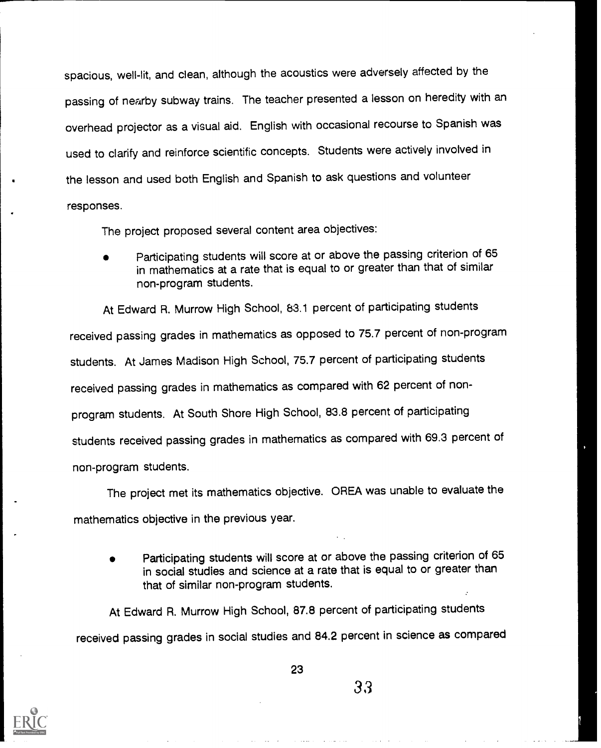spacious, well-lit, and clean, although the acoustics were adversely affected by the passing of nearby subway trains. The teacher presented a lesson on heredity with an overhead projector as a visual aid. English with occasional recourse to Spanish was used to clarify and reinforce scientific concepts. Students were actively involved in the lesson and used both English and Spanish to ask questions and volunteer responses.

The project proposed several content area objectives:

- Participating students will score at or above the passing criterion of 65 in mathematics at a rate that is equal to or greater than that of similar non-program students.

At Edward R. Murrow High School, 83.1 percent of participating students received passing grades in mathematics as opposed to 75.7 percent of non-program students. At James Madison High School, 75.7 percent of participating students received passing grades in mathematics as compared with 62 percent of non-program students. At South Shore High School, 83.8 percent of participating students received passing grades in mathematics as compared with 69.3 percent of non-program students.

The project met its mathematics objective. OREA was unable to evaluate the mathematics objective in the previous year.

- Participating students will score at or above the passing criterion of 65 in social studies and science at a rate that is equal to or greater than that of similar non-program students.

At Edward R. Murrow High School, 87.8 percent of participating students received passing grades in social studies and 84.2 percent in science as compared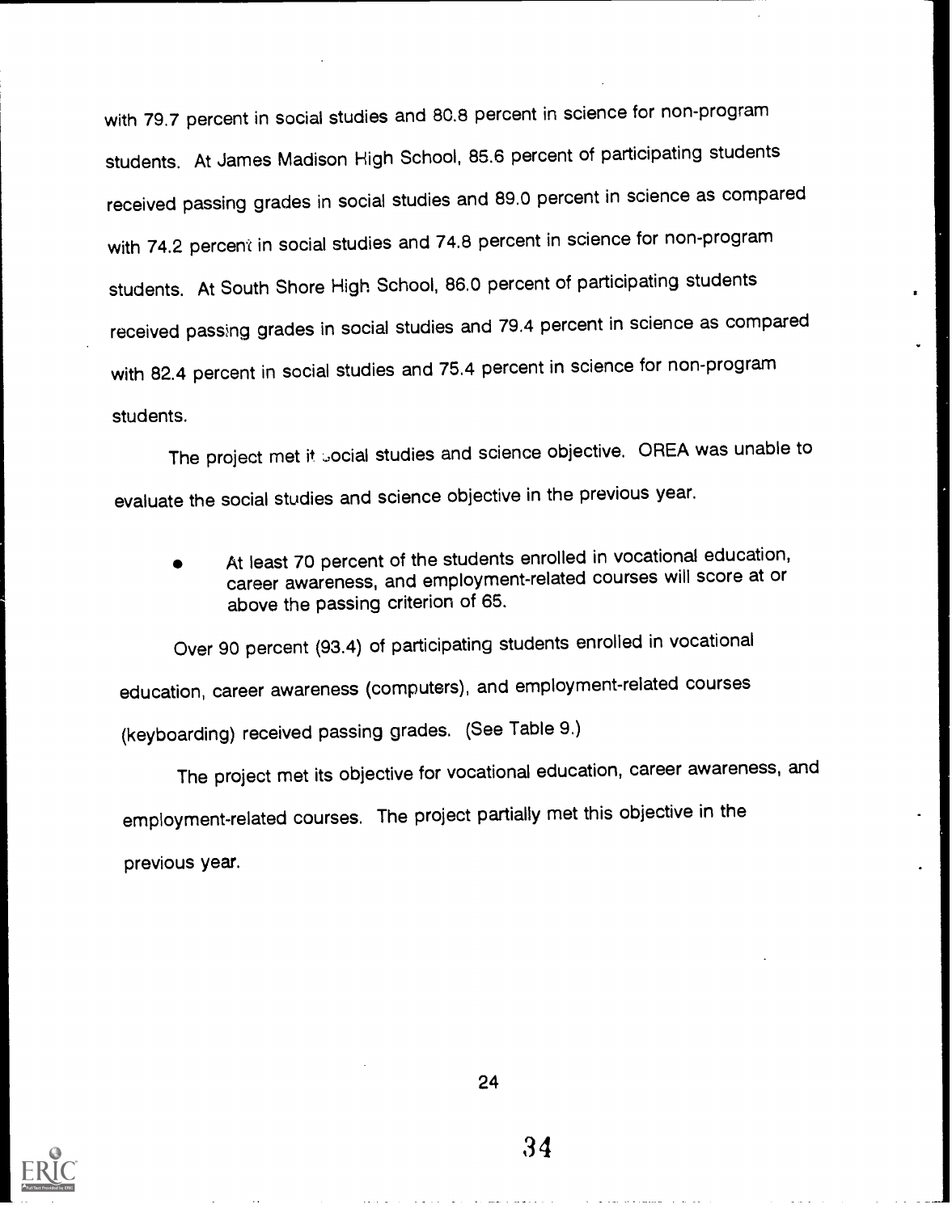with 79.7 percent in social studies and 80.8 percent in science for non-program students. At James Madison High School, 85.6 percent of participating students received passing grades in social studies and 89.0 percent in science as compared with 74.2 percent in social studies and 74.8 percent in science for non-program students. At South Shore High School, 86.0 percent of participating students received passing grades in social studies and 79.4 percent in science as compared with 82.4 percent in social studies and 75.4 percent in science for non-program students.

The project met it social studies and science objective. OREA was unable to evaluate the social studies and science objective in the previous year.

- At least 70 percent of the students enrolled in vocational education, career awareness, and employment-related courses will score at or above the passing criterion of 65.

Over 90 percent (93.4) of participating students enrolled in vocational education, career awareness (computers), and employment-related courses (keyboarding) received passing grades. (See Table 9.)

The project met its objective for vocational education, career awareness, and employment-related courses. The project partially met this objective in the previous year.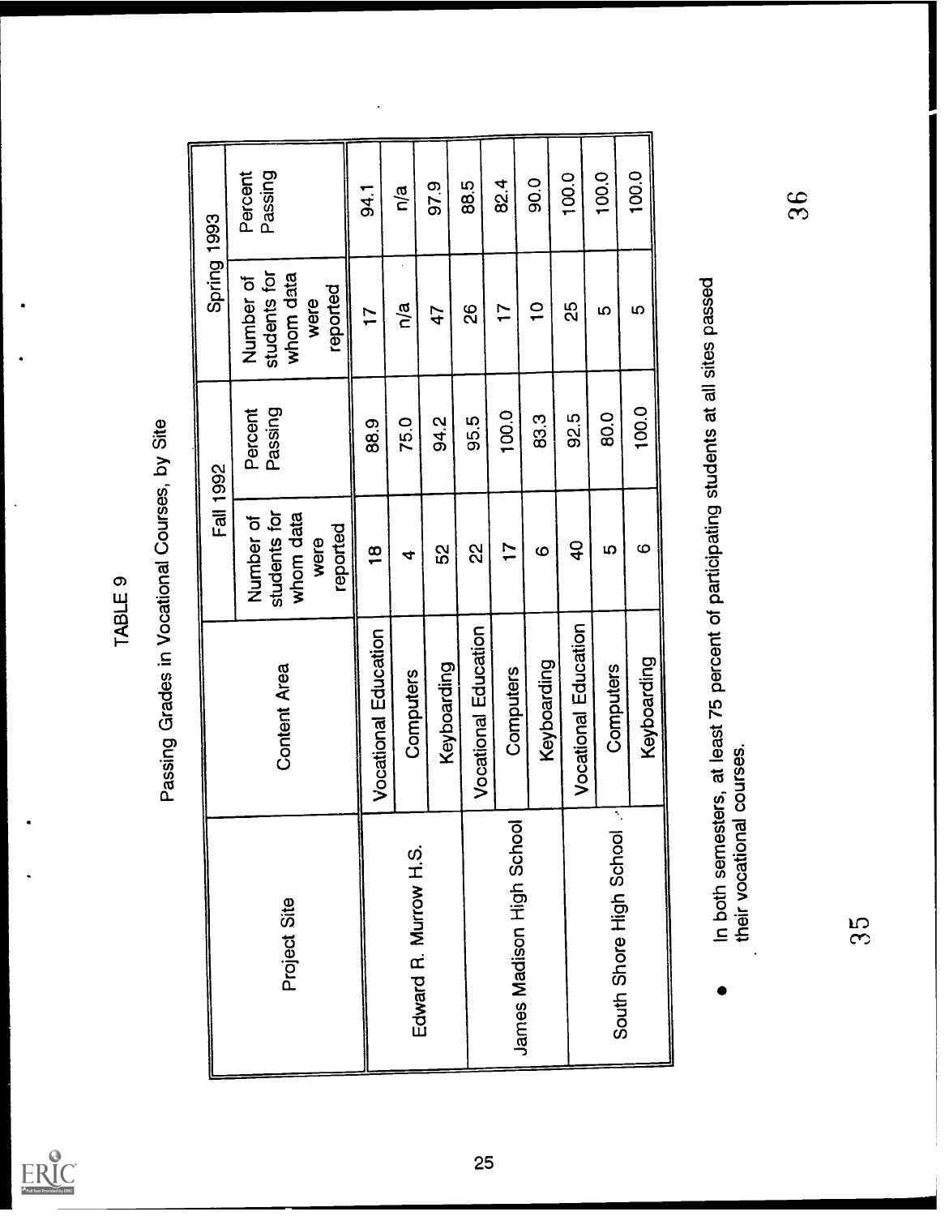TABLE 9

Passing Grades in Vocational Courses, by Site

| Project Site | Content Area | Fall 1992 | | Spring 1993 | |
|---|---|---|---|---|---|
| | | Number of students for whom data were reported | Percent Passing | Number of students for whom data were reported | Percent Passing |
| Edward R. Murrow H.S. | Vocational Education | 18 | 88.9 | 17 | 94.1 |
| | Computers | 4 | 75.0 | n/a | n/a |
| | Keyboarding | 52 | 94.2 | 47 | 97.9 |
| James Madison High School | Vocational Education | 22 | 95.5 | 26 | 88.5 |
| | Computers | 17 | 100.0 | 17 | 82.4 |
| | Keyboarding | 6 | 83.3 | 10 | 90.0 |
| South Shore High School | Vocational Education | 40 | 92.5 | 25 | 100.0 |
| | Computers | 5 | 80.0 | 5 | 100.0 |
| | Keyboarding | 6 | 100.0 | 5 | 100.0 |

- In both semesters, at least 75 percent of participating students at all sites passed their vocational courses.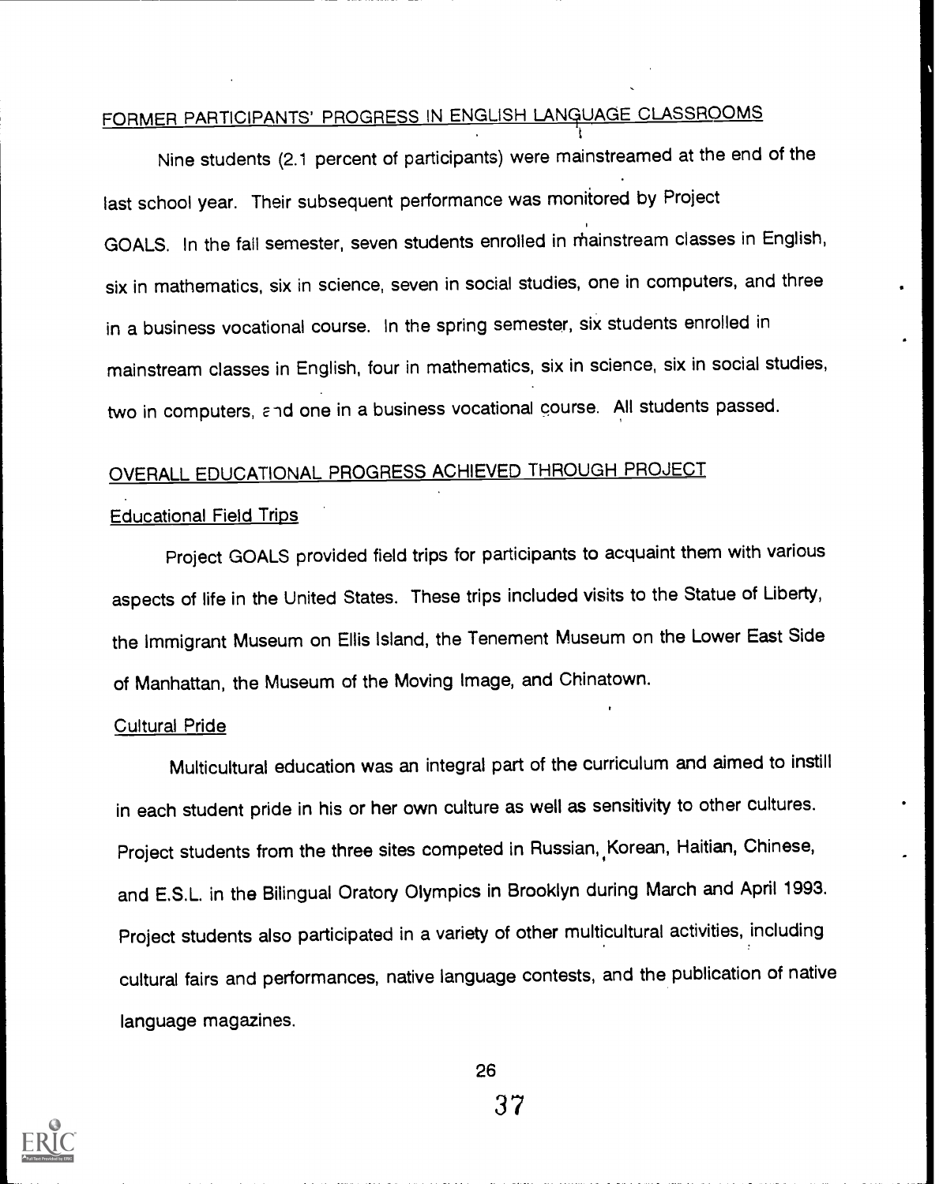## FORMER PARTICIPANTS' PROGRESS IN ENGLISH LANGUAGE CLASSROOMS

Nine students (2.1 percent of participants) were mainstreamed at the end of the last school year. Their subsequent performance was monitored by Project GOALS. In the fall semester, seven students enrolled in mainstream classes in English, six in mathematics, six in science, seven in social studies, one in computers, and three in a business vocational course. In the spring semester, six students enrolled in mainstream classes in English, four in mathematics, six in science, six in social studies, two in computers, and one in a business vocational course. All students passed.

## OVERALL EDUCATIONAL PROGRESS ACHIEVED THROUGH PROJECT

### Educational Field Trips

Project GOALS provided field trips for participants to acquaint them with various aspects of life in the United States. These trips included visits to the Statue of Liberty, the Immigrant Museum on Ellis Island, the Tenement Museum on the Lower East Side of Manhattan, the Museum of the Moving Image, and Chinatown.

### Cultural Pride

Multicultural education was an integral part of the curriculum and aimed to instill in each student pride in his or her own culture as well as sensitivity to other cultures. Project students from the three sites competed in Russian, Korean, Haitian, Chinese, and E.S.L. in the Bilingual Oratory Olympics in Brooklyn during March and April 1993. Project students also participated in a variety of other multicultural activities, including cultural fairs and performances, native language contests, and the publication of native language magazines.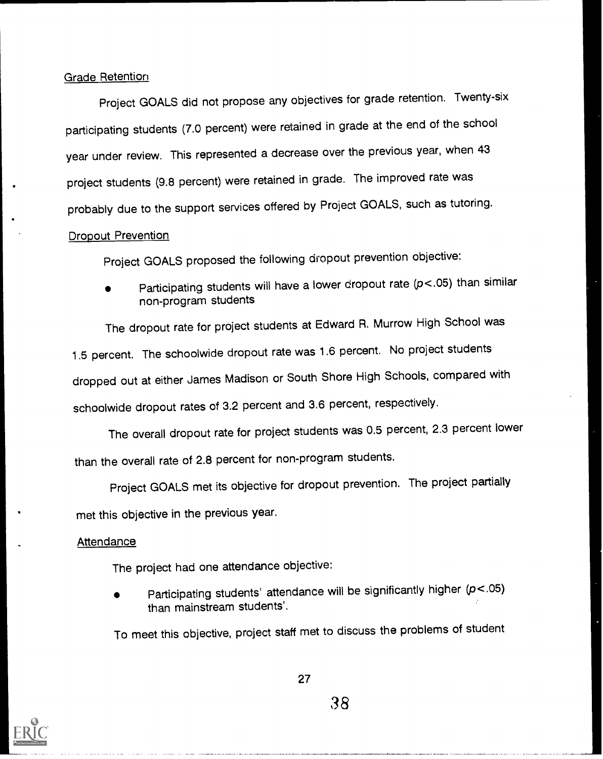Grade Retention

Project GOALS did not propose any objectives for grade retention. Twenty-six participating students (7.0 percent) were retained in grade at the end of the school year under review. This represented a decrease over the previous year, when 43 project students (9.8 percent) were retained in grade. The improved rate was probably due to the support services offered by Project GOALS, such as tutoring.

Dropout Prevention

Project GOALS proposed the following dropout prevention objective:

- Participating students will have a lower dropout rate ($p<.05$) than similar non-program students

The dropout rate for project students at Edward R. Murrow High School was 1.5 percent. The schoolwide dropout rate was 1.6 percent. No project students dropped out at either James Madison or South Shore High Schools, compared with schoolwide dropout rates of 3.2 percent and 3.6 percent, respectively.

The overall dropout rate for project students was 0.5 percent, 2.3 percent lower than the overall rate of 2.8 percent for non-program students.

Project GOALS met its objective for dropout prevention. The project partially met this objective in the previous year.

Attendance

The project had one attendance objective:

- Participating students' attendance will be significantly higher ($p<.05$) than mainstream students'.

To meet this objective, project staff met to discuss the problems of student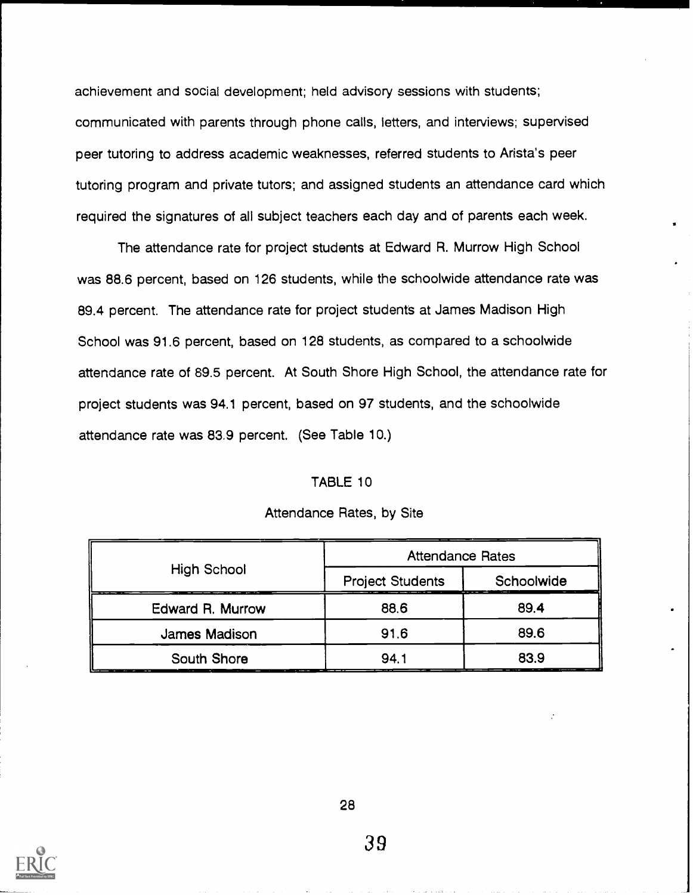achievement and social development; held advisory sessions with students; communicated with parents through phone calls, letters, and interviews; supervised peer tutoring to address academic weaknesses, referred students to Arista's peer tutoring program and private tutors; and assigned students an attendance card which required the signatures of all subject teachers each day and of parents each week.

The attendance rate for project students at Edward R. Murrow High School was 88.6 percent, based on 126 students, while the schoolwide attendance rate was 89.4 percent. The attendance rate for project students at James Madison High School was 91.6 percent, based on 128 students, as compared to a schoolwide attendance rate of 89.5 percent. At South Shore High School, the attendance rate for project students was 94.1 percent, based on 97 students, and the schoolwide attendance rate was 83.9 percent. (See Table 10.)

TABLE 10

Attendance Rates, by Site

| High School | Attendance Rates | |
|---|---|---|
| | Project Students | Schoolwide |
| Edward R. Murrow | 88.6 | 89.4 |
| James Madison | 91.6 | 89.6 |
| South Shore | 94.1 | 83.9 |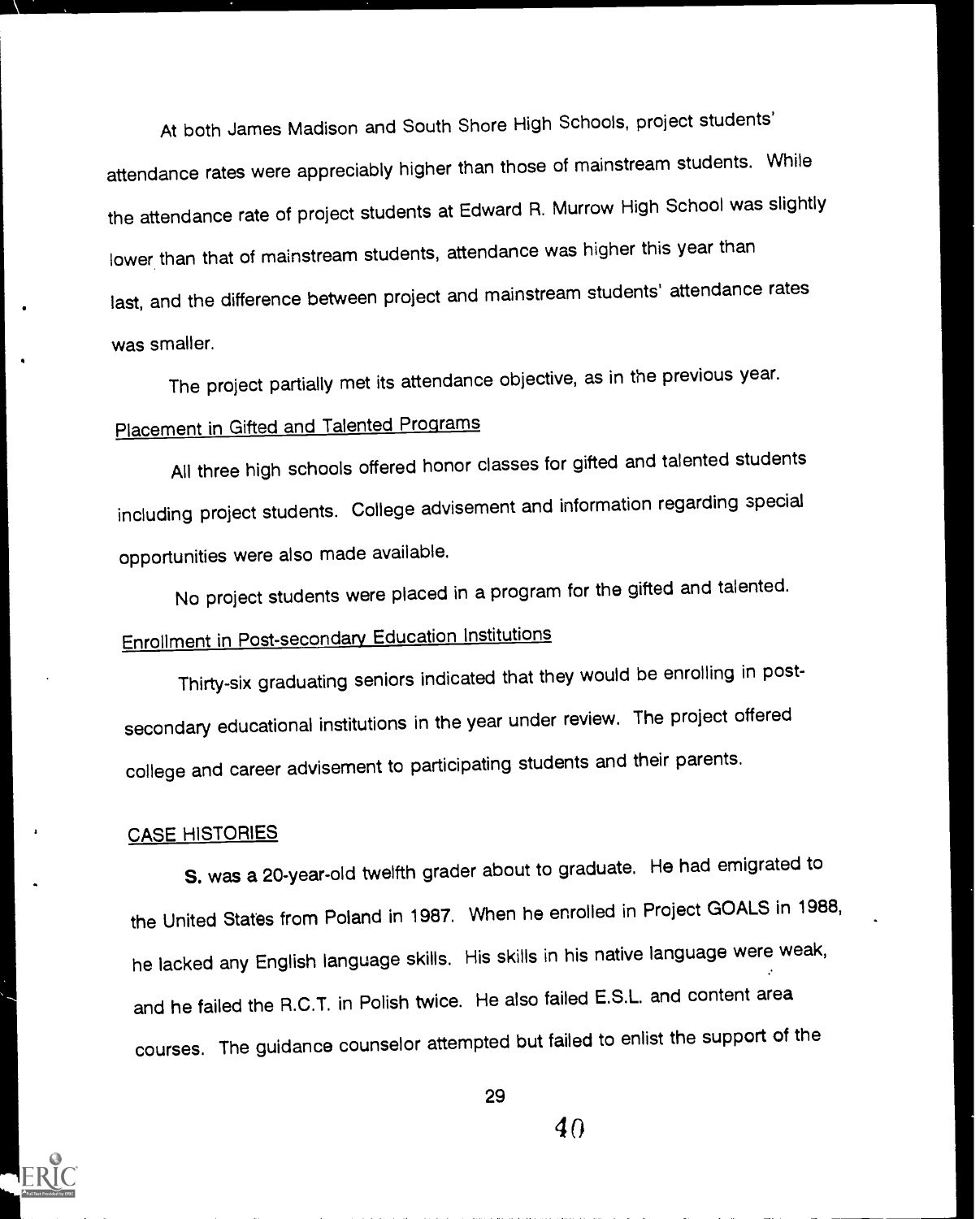At both James Madison and South Shore High Schools, project students' attendance rates were appreciably higher than those of mainstream students. While the attendance rate of project students at Edward R. Murrow High School was slightly lower than that of mainstream students, attendance was higher this year than last, and the difference between project and mainstream students' attendance rates was smaller.

The project partially met its attendance objective, as in the previous year.

Placement in Gifted and Talented Programs

All three high schools offered honor classes for gifted and talented students including project students. College advisement and information regarding special opportunities were also made available.

No project students were placed in a program for the gifted and talented.

Enrollment in Post-secondary Education Institutions

Thirty-six graduating seniors indicated that they would be enrolling in post-secondary educational institutions in the year under review. The project offered college and career advisement to participating students and their parents.

## CASE HISTORIES

**S.** was a 20-year-old twelfth grader about to graduate. He had emigrated to the United States from Poland in 1987. When he enrolled in Project GOALS in 1988, he lacked any English language skills. His skills in his native language were weak, and he failed the R.C.T. in Polish twice. He also failed E.S.L. and content area courses. The guidance counselor attempted but failed to enlist the support of the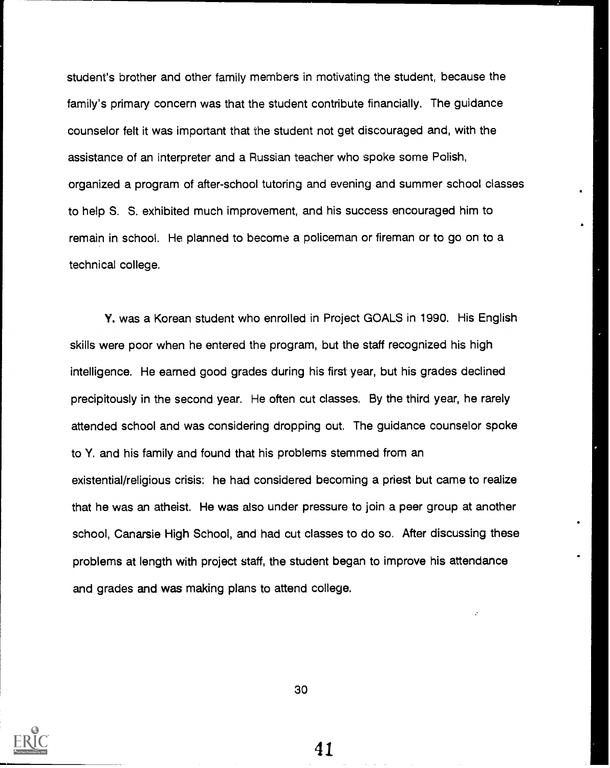student's brother and other family members in motivating the student, because the family's primary concern was that the student contribute financially. The guidance counselor felt it was important that the student not get discouraged and, with the assistance of an interpreter and a Russian teacher who spoke some Polish, organized a program of after-school tutoring and evening and summer school classes to help S. S. exhibited much improvement, and his success encouraged him to remain in school. He planned to become a policeman or fireman or to go on to a technical college.

Y. was a Korean student who enrolled in Project GOALS in 1990. His English skills were poor when he entered the program, but the staff recognized his high intelligence. He earned good grades during his first year, but his grades declined precipitously in the second year. He often cut classes. By the third year, he rarely attended school and was considering dropping out. The guidance counselor spoke to Y. and his family and found that his problems stemmed from an existential/religious crisis: he had considered becoming a priest but came to realize that he was an atheist. He was also under pressure to join a peer group at another school, Canarsie High School, and had cut classes to do so. After discussing these problems at length with project staff, the student began to improve his attendance and grades and was making plans to attend college.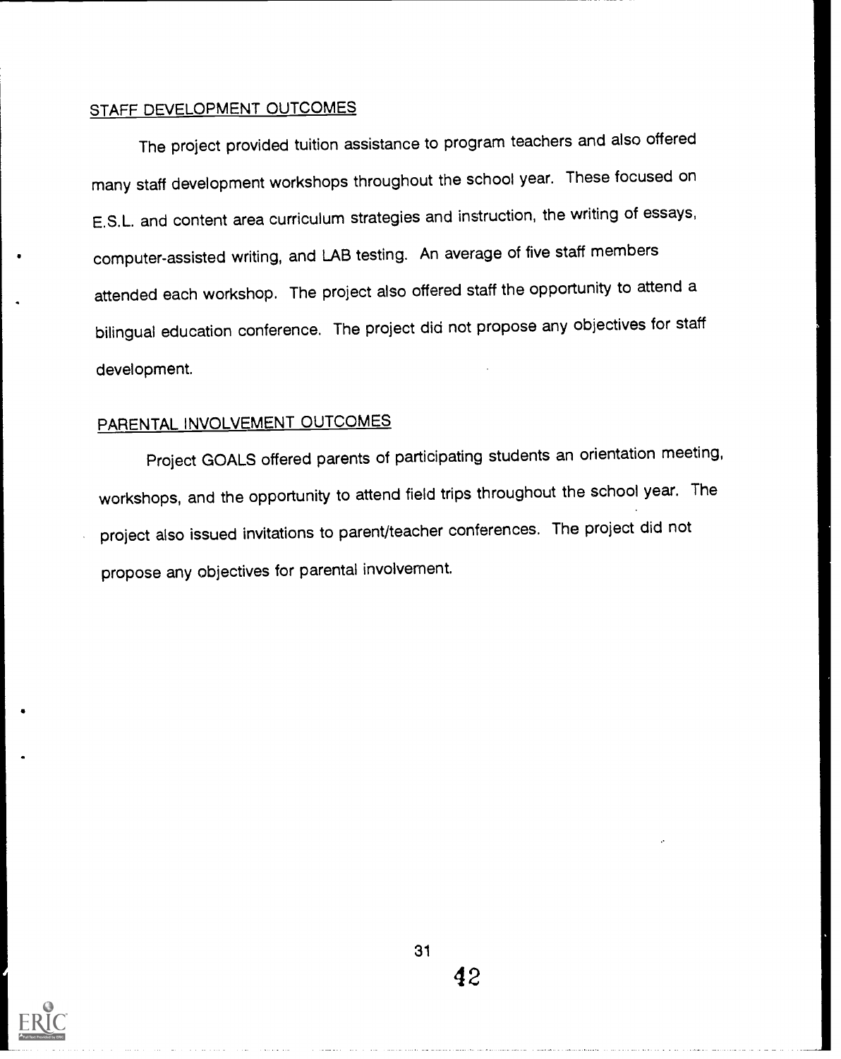## STAFF DEVELOPMENT OUTCOMES

The project provided tuition assistance to program teachers and also offered many staff development workshops throughout the school year. These focused on E.S.L. and content area curriculum strategies and instruction, the writing of essays, computer-assisted writing, and LAB testing. An average of five staff members attended each workshop. The project also offered staff the opportunity to attend a bilingual education conference. The project did not propose any objectives for staff development.

## PARENTAL INVOLVEMENT OUTCOMES

Project GOALS offered parents of participating students an orientation meeting, workshops, and the opportunity to attend field trips throughout the school year. The project also issued invitations to parent/teacher conferences. The project did not propose any objectives for parental involvement.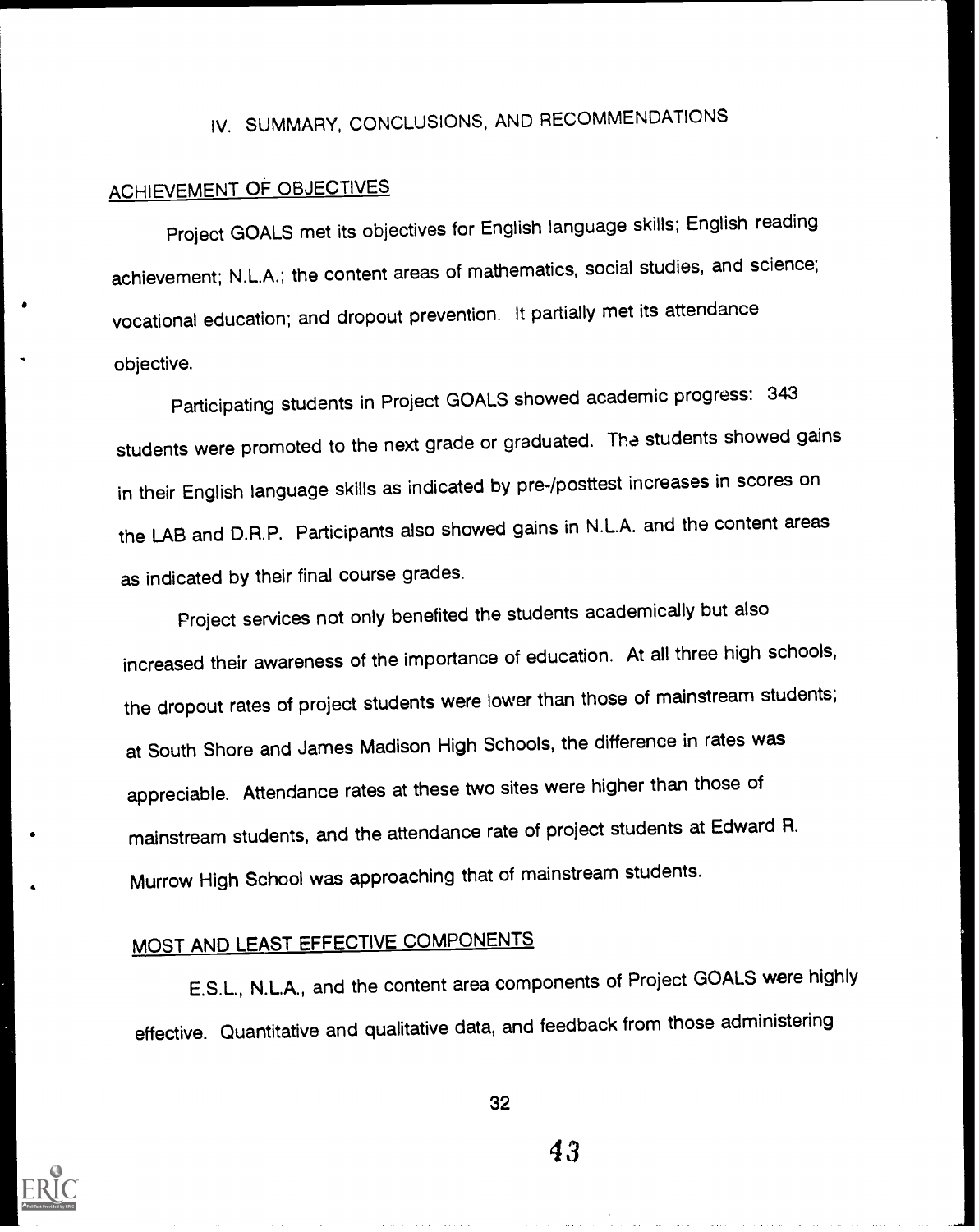# IV. SUMMARY, CONCLUSIONS, AND RECOMMENDATIONS

## ACHIEVEMENT OF OBJECTIVES

Project GOALS met its objectives for English language skills; English reading achievement; N.L.A.; the content areas of mathematics, social studies, and science; vocational education; and dropout prevention. It partially met its attendance objective.

Participating students in Project GOALS showed academic progress: 343 students were promoted to the next grade or graduated. The students showed gains in their English language skills as indicated by pre-/posttest increases in scores on the LAB and D.R.P. Participants also showed gains in N.L.A. and the content areas as indicated by their final course grades.

Project services not only benefited the students academically but also increased their awareness of the importance of education. At all three high schools, the dropout rates of project students were lower than those of mainstream students; at South Shore and James Madison High Schools, the difference in rates was appreciable. Attendance rates at these two sites were higher than those of mainstream students, and the attendance rate of project students at Edward R. Murrow High School was approaching that of mainstream students.

## MOST AND LEAST EFFECTIVE COMPONENTS

E.S.L., N.L.A., and the content area components of Project GOALS were highly effective. Quantitative and qualitative data, and feedback from those administering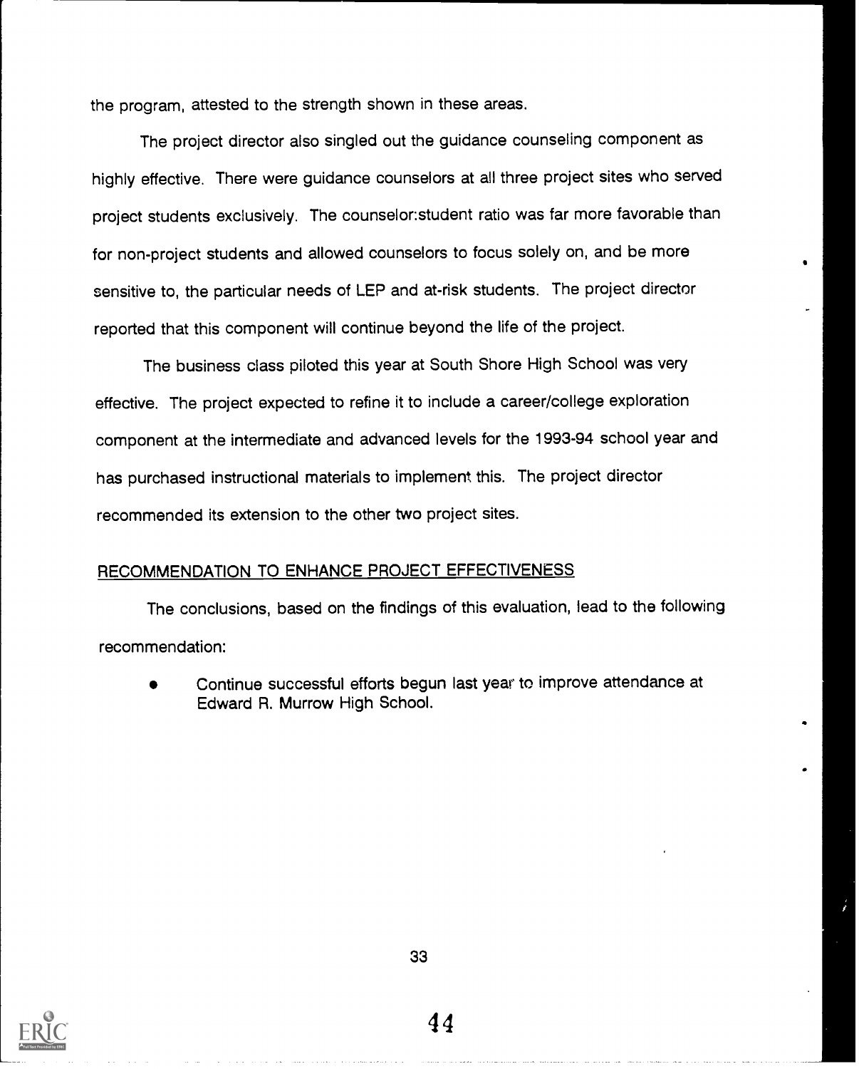the program, attested to the strength shown in these areas.

The project director also singled out the guidance counseling component as highly effective. There were guidance counselors at all three project sites who served project students exclusively. The counselor:student ratio was far more favorable than for non-project students and allowed counselors to focus solely on, and be more sensitive to, the particular needs of LEP and at-risk students. The project director reported that this component will continue beyond the life of the project.

The business class piloted this year at South Shore High School was very effective. The project expected to refine it to include a career/college exploration component at the intermediate and advanced levels for the 1993-94 school year and has purchased instructional materials to implement this. The project director recommended its extension to the other two project sites.

## RECOMMENDATION TO ENHANCE PROJECT EFFECTIVENESS

The conclusions, based on the findings of this evaluation, lead to the following recommendation:

- Continue successful efforts begun last year to improve attendance at Edward R. Murrow High School.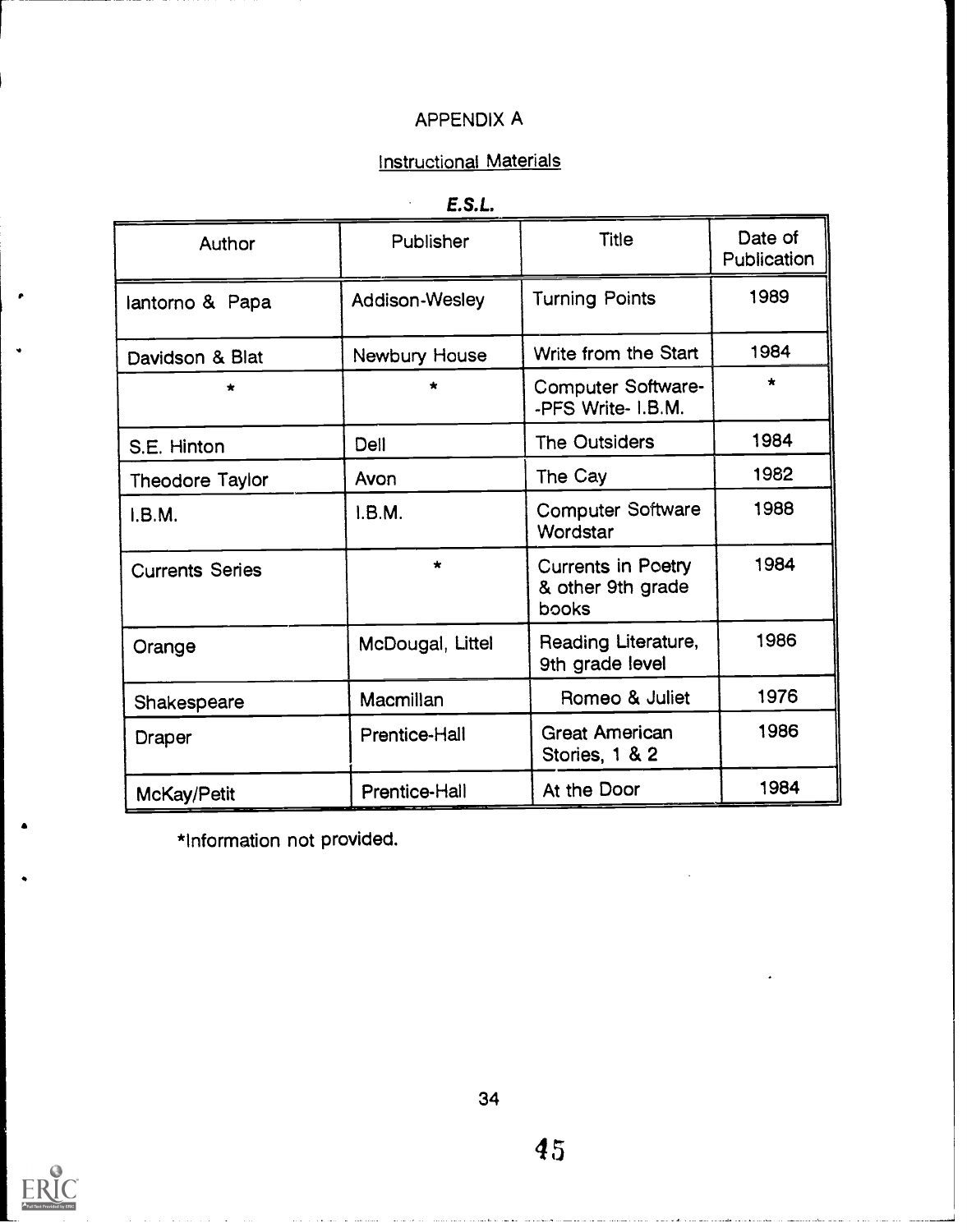# APPENDIX A

## Instructional Materials

***E.S.L.***

| Author | Publisher | Title | Date of Publication |
|---|---|---|---|
| Iantorno & Papa | Addison-Wesley | Turning Points | 1989 |
| Davidson & Blat | Newbury House | Write from the Start | 1984 |
| * | * | Computer Software--PFS Write- I.B.M. | * |
| S.E. Hinton | Dell | The Outsiders | 1984 |
| Theodore Taylor | Avon | The Cay | 1982 |
| I.B.M. | I.B.M. | Computer Software Wordstar | 1988 |
| Currents Series | * | Currents in Poetry & other 9th grade books | 1984 |
| Orange | McDougal, Littel | Reading Literature, 9th grade level | 1986 |
| Shakespeare | Macmillan | Romeo & Juliet | 1976 |
| Draper | Prentice-Hall | Great American Stories, 1 & 2 | 1986 |
| McKay/Petit | Prentice-Hall | At the Door | 1984 |

*Information not provided.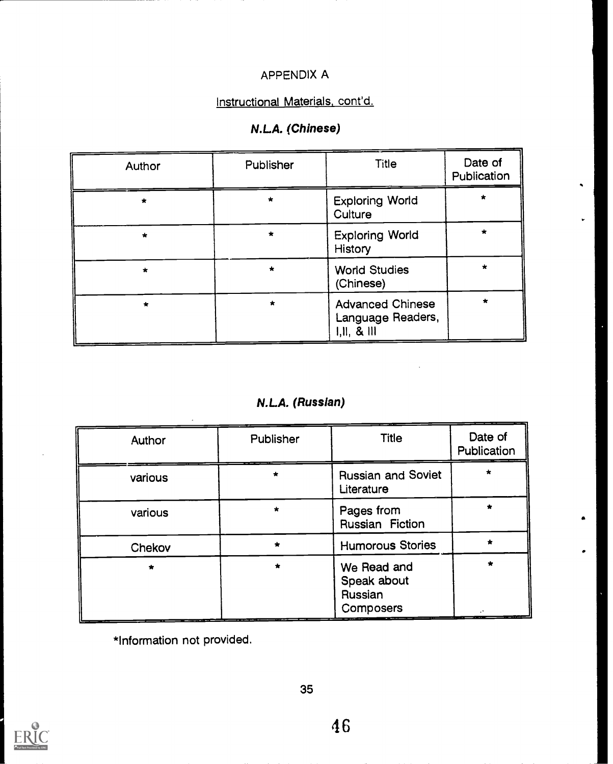# APPENDIX A

## Instructional Materials, cont'd.

### *N.L.A. (Chinese)*

| Author | Publisher | Title | Date of Publication |
| --- | --- | --- | --- |
| * | * | Exploring World Culture | * |
| * | * | Exploring World History | * |
| * | * | World Studies (Chinese) | * |
| * | * | Advanced Chinese Language Readers, I,II, & III | * |

### *N.L.A. (Russian)*

| Author | Publisher | Title | Date of Publication |
| --- | --- | --- | --- |
| various | * | Russian and Soviet Literature | * |
| various | * | Pages from Russian Fiction | * |
| Chekov | * | Humorous Stories | * |
| * | * | We Read and Speak about Russian Composers | * |

*Information not provided.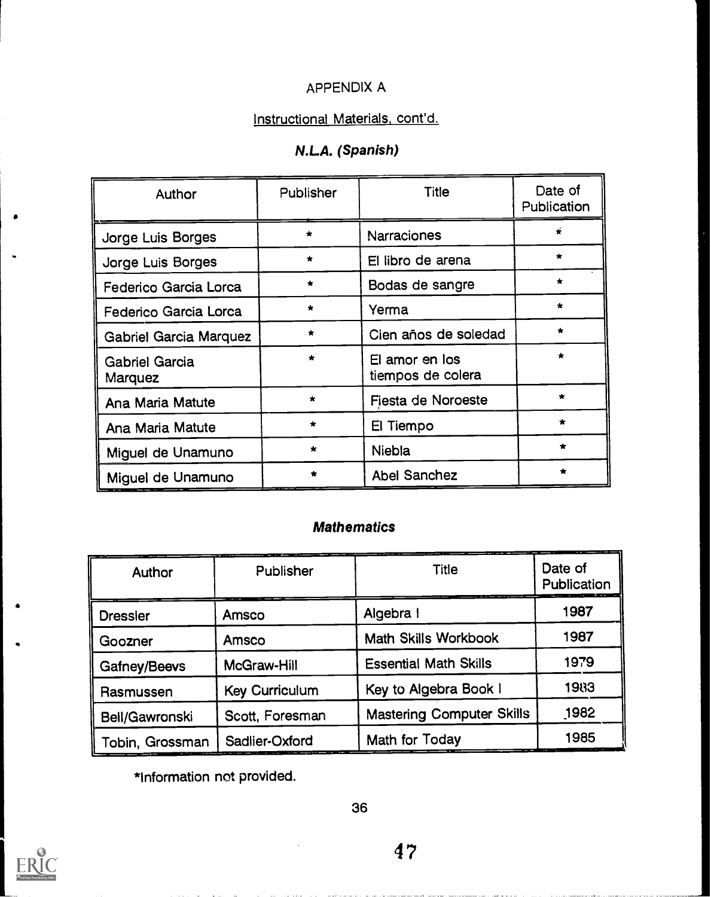# APPENDIX A

## Instructional Materials, cont'd.

### *N.L.A. (Spanish)*

| Author | Publisher | Title | Date of Publication |
|---|---|---|---|
| Jorge Luis Borges | * | Narraciones | * |
| Jorge Luis Borges | * | El libro de arena | * |
| Federico Garcia Lorca | * | Bodas de sangre | * |
| Federico Garcia Lorca | * | Yerma | * |
| Gabriel Garcia Marquez | * | Cien años de soledad | * |
| Gabriel Garcia Marquez | * | El amor en los tiempos de colera | * |
| Ana Maria Matute | * | Fiesta de Noroeste | * |
| Ana Maria Matute | * | El Tiempo | * |
| Miguel de Unamuno | * | Niebla | * |
| Miguel de Unamuno | * | Abel Sanchez | * |

### *Mathematics*

| Author | Publisher | Title | Date of Publication |
|---|---|---|---|
| Dressler | Amsco | Algebra I | 1987 |
| Goozner | Amsco | Math Skills Workbook | 1987 |
| Gafney/Beevs | McGraw-Hill | Essential Math Skills | 1979 |
| Rasmussen | Key Curriculum | Key to Algebra Book I | 1983 |
| Bell/Gawronski | Scott, Foresman | Mastering Computer Skills | 1982 |
| Tobin, Grossman | Sadlier-Oxford | Math for Today | 1985 |

*Information not provided.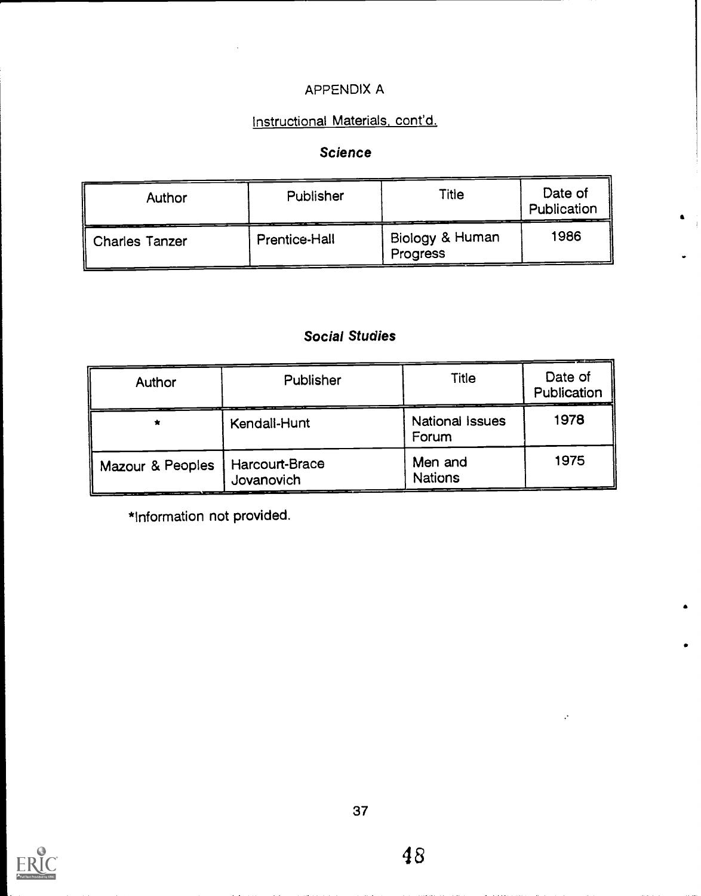# APPENDIX A

## Instructional Materials, cont'd.

### *Science*

| Author | Publisher | Title | Date of Publication |
|---|---|---|---|
| Charles Tanzer | Prentice-Hall | Biology & Human Progress | 1986 |

### *Social Studies*

| Author | Publisher | Title | Date of Publication |
|---|---|---|---|
| * | Kendall-Hunt | National Issues Forum | 1978 |
| Mazour & Peoples | Harcourt-Brace Jovanovich | Men and Nations | 1975 |

*Information not provided.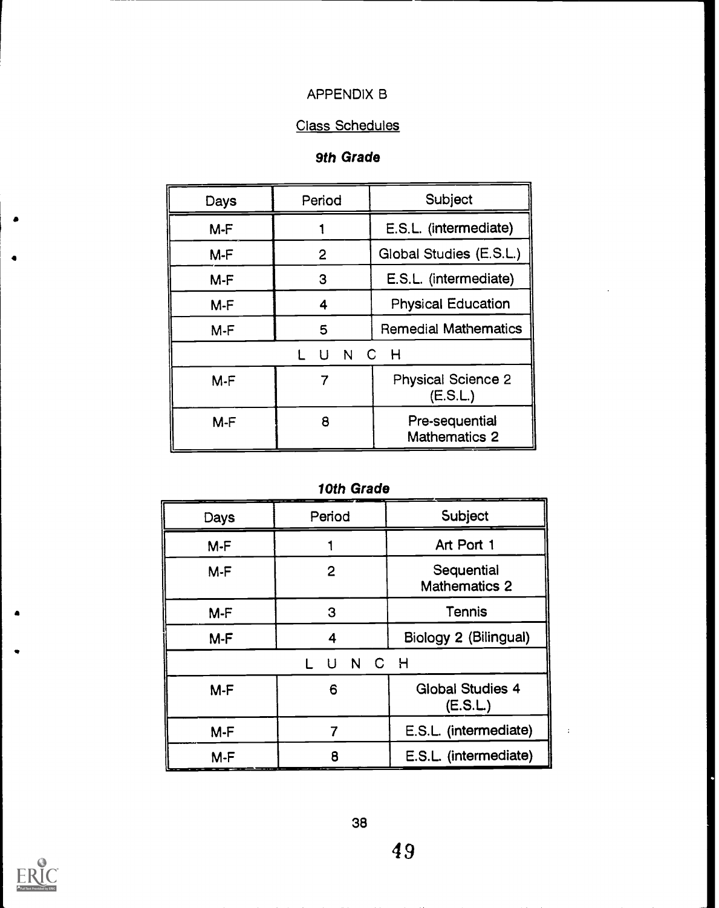APPENDIX B

Class Schedules

***9th Grade***

| Days | Period | Subject |
|---|---|---|
| M-F | 1 | E.S.L. (intermediate) |
| M-F | 2 | Global Studies (E.S.L.) |
| M-F | 3 | E.S.L. (intermediate) |
| M-F | 4 | Physical Education |
| M-F | 5 | Remedial Mathematics |
| L U N C H | | |
| M-F | 7 | Physical Science 2 (E.S.L.) |
| M-F | 8 | Pre-sequential Mathematics 2 |

***10th Grade***

| Days | Period | Subject |
|---|---|---|
| M-F | 1 | Art Port 1 |
| M-F | 2 | Sequential Mathematics 2 |
| M-F | 3 | Tennis |
| M-F | 4 | Biology 2 (Bilingual) |
| L U N C H | | |
| M-F | 6 | Global Studies 4 (E.S.L.) |
| M-F | 7 | E.S.L. (intermediate) |
| M-F | 8 | E.S.L. (intermediate) |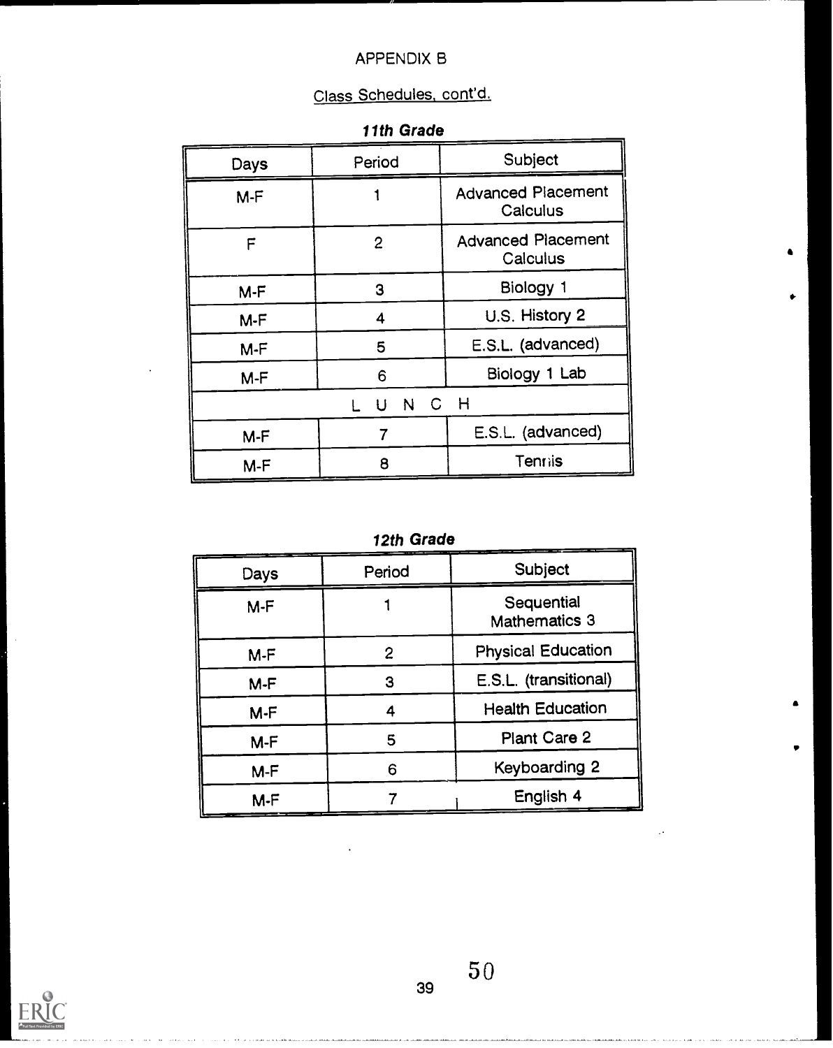APPENDIX B

Class Schedules, cont'd.

***11th Grade***

| Days | Period | Subject |
|---|---|---|
| M-F | 1 | Advanced Placement Calculus |
| F | 2 | Advanced Placement Calculus |
| M-F | 3 | Biology 1 |
| M-F | 4 | U.S. History 2 |
| M-F | 5 | E.S.L. (advanced) |
| M-F | 6 | Biology 1 Lab |
| L U N C H | | |
| M-F | 7 | E.S.L. (advanced) |
| M-F | 8 | Tennis |

***12th Grade***

| Days | Period | Subject |
|---|---|---|
| M-F | 1 | Sequential Mathematics 3 |
| M-F | 2 | Physical Education |
| M-F | 3 | E.S.L. (transitional) |
| M-F | 4 | Health Education |
| M-F | 5 | Plant Care 2 |
| M-F | 6 | Keyboarding 2 |
| M-F | 7 | English 4 |